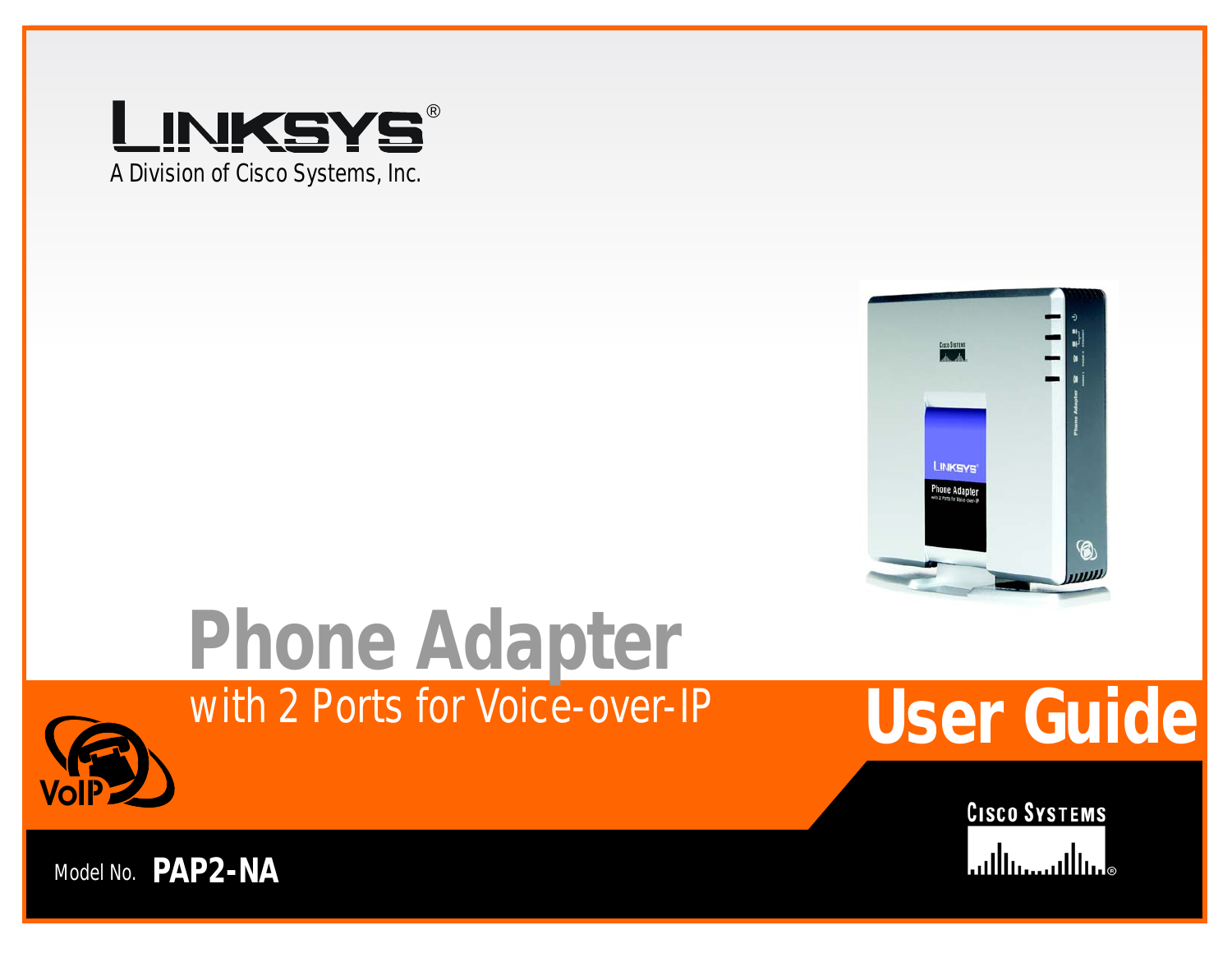LINKSYS®

A Division of Cisco Systems, Inc.

# Phone Adapter

## with 2 Ports for Voice-over-IP

# User Guide

VoIP

CISCO SYSTEMS

Model No. **PAP2-NA**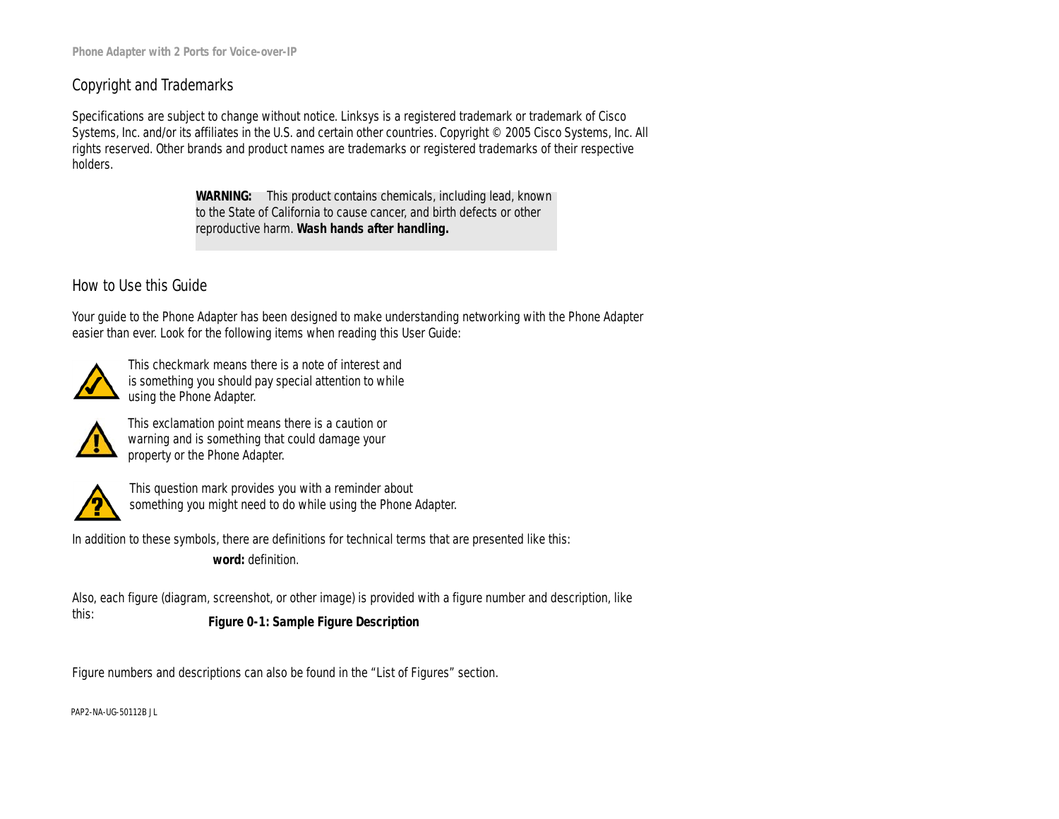## Copyright and Trademarks

Specifications are subject to change without notice. Linksys is a registered trademark or trademark of Cisco Systems, Inc. and/or its affiliates in the U.S. and certain other countries. Copyright © 2005 Cisco Systems, Inc. All rights reserved. Other brands and product names are trademarks or registered trademarks of their respective holders.

**WARNING:** This product contains chemicals, including lead, known to the State of California to cause cancer, and birth defects or other reproductive harm. **Wash hands after handling.**

## How to Use this Guide

Your guide to the Phone Adapter has been designed to make understanding networking with the Phone Adapter easier than ever. Look for the following items when reading this User Guide:

This checkmark means there is a note of interest and is something you should pay special attention to while using the Phone Adapter.

This exclamation point means there is a caution or warning and is something that could damage your property or the Phone Adapter.

This question mark provides you with a reminder about something you might need to do while using the Phone Adapter.

In addition to these symbols, there are definitions for technical terms that are presented like this:

**word:** definition.

Also, each figure (diagram, screenshot, or other image) is provided with a figure number and description, like this:

***Figure 0-1: Sample Figure Description***

Figure numbers and descriptions can also be found in the “List of Figures” section.

PAP2-NA-UG-50112B JL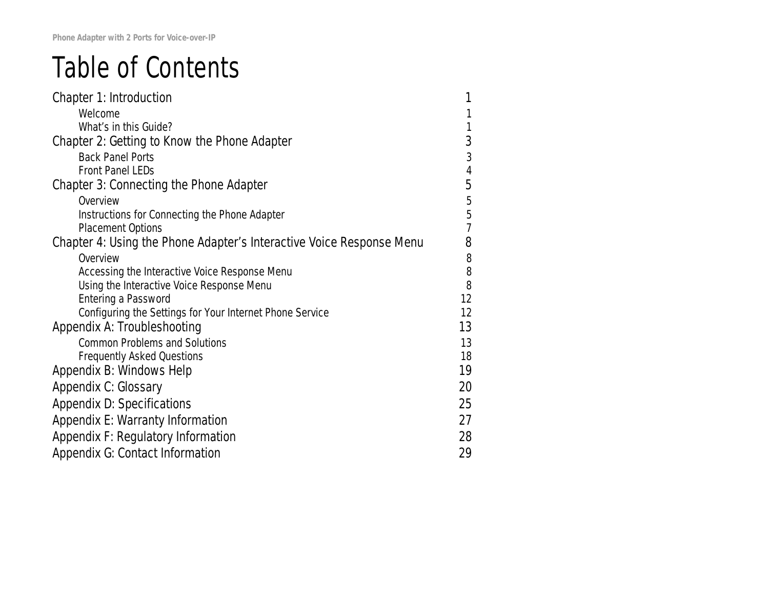# Table of Contents

| | |
|---|---|
| Chapter 1: Introduction | 1 |
| Welcome | 1 |
| What's in this Guide? | 1 |
| Chapter 2: Getting to Know the Phone Adapter | 3 |
| Back Panel Ports | 3 |
| Front Panel LEDs | 4 |
| Chapter 3: Connecting the Phone Adapter | 5 |
| Overview | 5 |
| Instructions for Connecting the Phone Adapter | 5 |
| Placement Options | 7 |
| Chapter 4: Using the Phone Adapter's Interactive Voice Response Menu | 8 |
| Overview | 8 |
| Accessing the Interactive Voice Response Menu | 8 |
| Using the Interactive Voice Response Menu | 8 |
| Entering a Password | 12 |
| Configuring the Settings for Your Internet Phone Service | 12 |
| Appendix A: Troubleshooting | 13 |
| Common Problems and Solutions | 13 |
| Frequently Asked Questions | 18 |
| Appendix B: Windows Help | 19 |
| Appendix C: Glossary | 20 |
| Appendix D: Specifications | 25 |
| Appendix E: Warranty Information | 27 |
| Appendix F: Regulatory Information | 28 |
| Appendix G: Contact Information | 29 |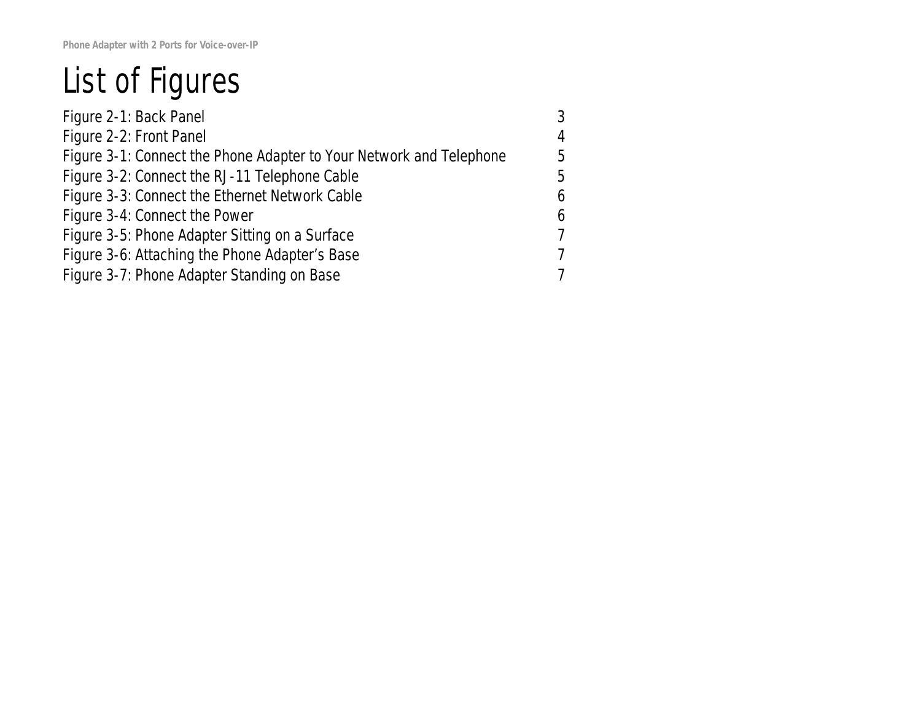# List of Figures

Figure 2-1: Back Panel 3
Figure 2-2: Front Panel 4
Figure 3-1: Connect the Phone Adapter to Your Network and Telephone 5
Figure 3-2: Connect the RJ-11 Telephone Cable 5
Figure 3-3: Connect the Ethernet Network Cable 6
Figure 3-4: Connect the Power 6
Figure 3-5: Phone Adapter Sitting on a Surface 7
Figure 3-6: Attaching the Phone Adapter's Base 7
Figure 3-7: Phone Adapter Standing on Base 7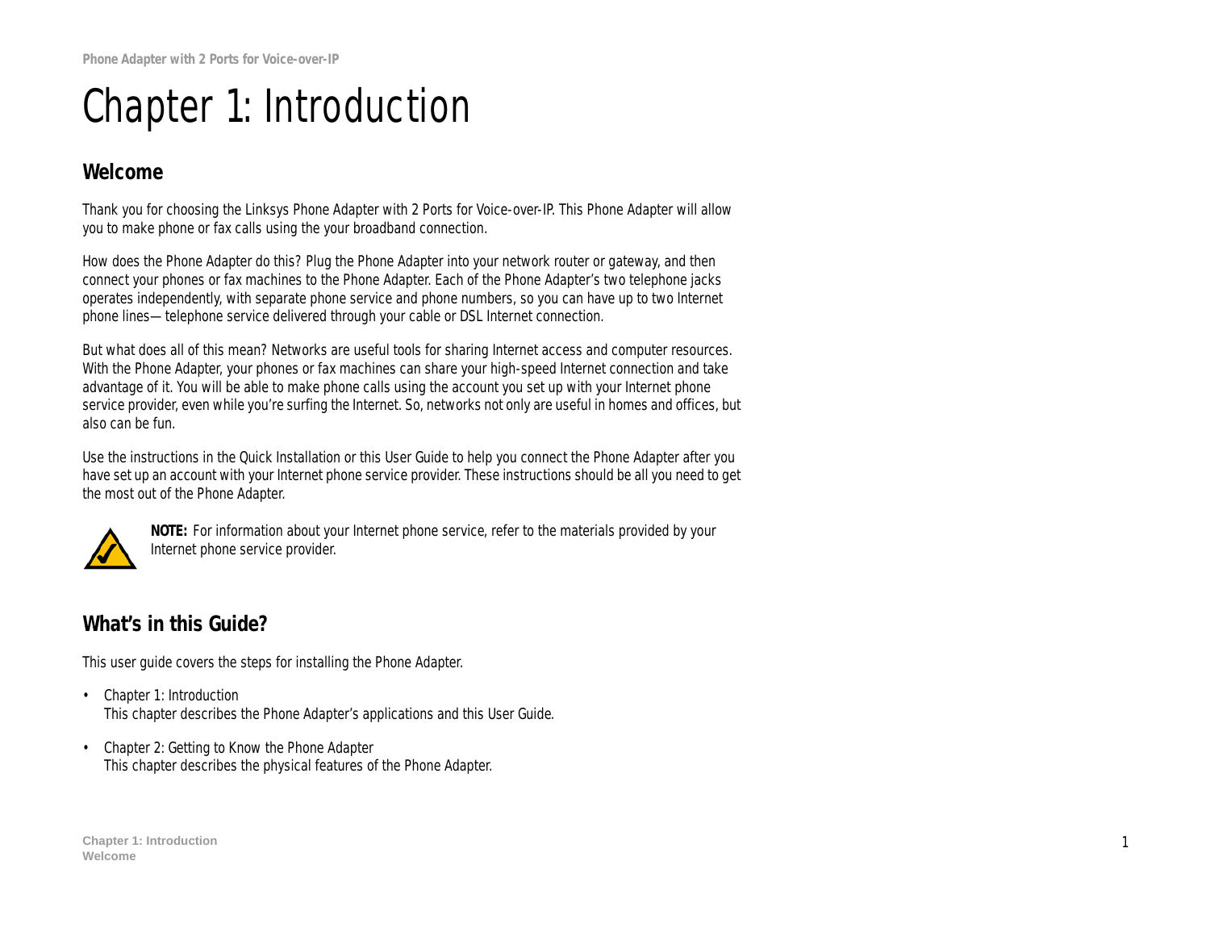# Chapter 1: Introduction

## Welcome

Thank you for choosing the Linksys Phone Adapter with 2 Ports for Voice-over-IP. This Phone Adapter will allow you to make phone or fax calls using the your broadband connection.

How does the Phone Adapter do this? Plug the Phone Adapter into your network router or gateway, and then connect your phones or fax machines to the Phone Adapter. Each of the Phone Adapter's two telephone jacks operates independently, with separate phone service and phone numbers, so you can have up to two Internet phone lines— telephone service delivered through your cable or DSL Internet connection.

But what does all of this mean? Networks are useful tools for sharing Internet access and computer resources. With the Phone Adapter, your phones or fax machines can share your high-speed Internet connection and take advantage of it. You will be able to make phone calls using the account you set up with your Internet phone service provider, even while you're surfing the Internet. So, networks not only are useful in homes and offices, but also can be fun.

Use the instructions in the Quick Installation or this User Guide to help you connect the Phone Adapter after you have set up an account with your Internet phone service provider. These instructions should be all you need to get the most out of the Phone Adapter.

**NOTE:** For information about your Internet phone service, refer to the materials provided by your Internet phone service provider.

## What's in this Guide?

This user guide covers the steps for installing the Phone Adapter.

- Chapter 1: Introduction
  This chapter describes the Phone Adapter's applications and this User Guide.

- Chapter 2: Getting to Know the Phone Adapter
  This chapter describes the physical features of the Phone Adapter.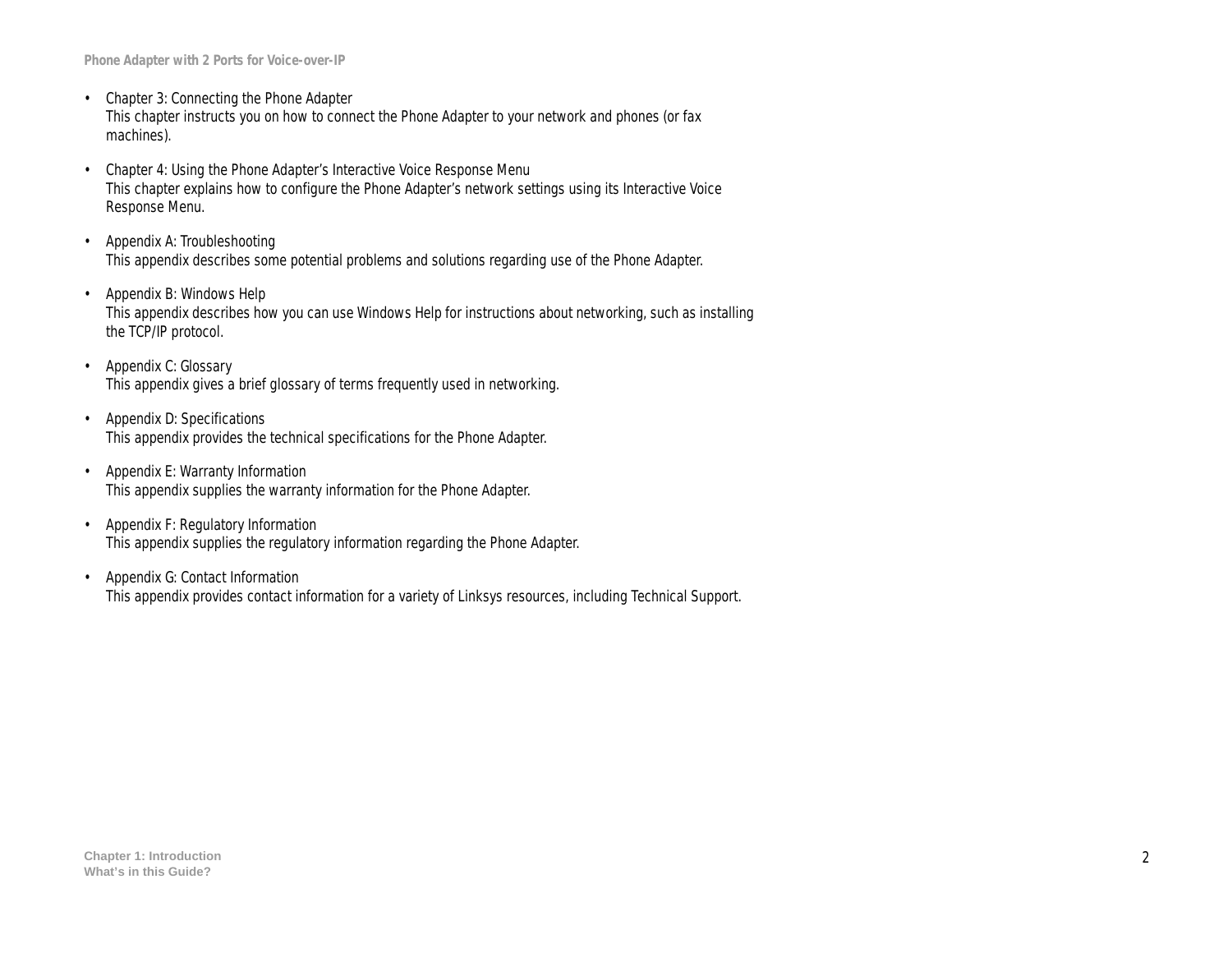- Chapter 3: Connecting the Phone Adapter
  This chapter instructs you on how to connect the Phone Adapter to your network and phones (or fax machines).

- Chapter 4: Using the Phone Adapter's Interactive Voice Response Menu
  This chapter explains how to configure the Phone Adapter's network settings using its Interactive Voice Response Menu.

- Appendix A: Troubleshooting
  This appendix describes some potential problems and solutions regarding use of the Phone Adapter.

- Appendix B: Windows Help
  This appendix describes how you can use Windows Help for instructions about networking, such as installing the TCP/IP protocol.

- Appendix C: Glossary
  This appendix gives a brief glossary of terms frequently used in networking.

- Appendix D: Specifications
  This appendix provides the technical specifications for the Phone Adapter.

- Appendix E: Warranty Information
  This appendix supplies the warranty information for the Phone Adapter.

- Appendix F: Regulatory Information
  This appendix supplies the regulatory information regarding the Phone Adapter.

- Appendix G: Contact Information
  This appendix provides contact information for a variety of Linksys resources, including Technical Support.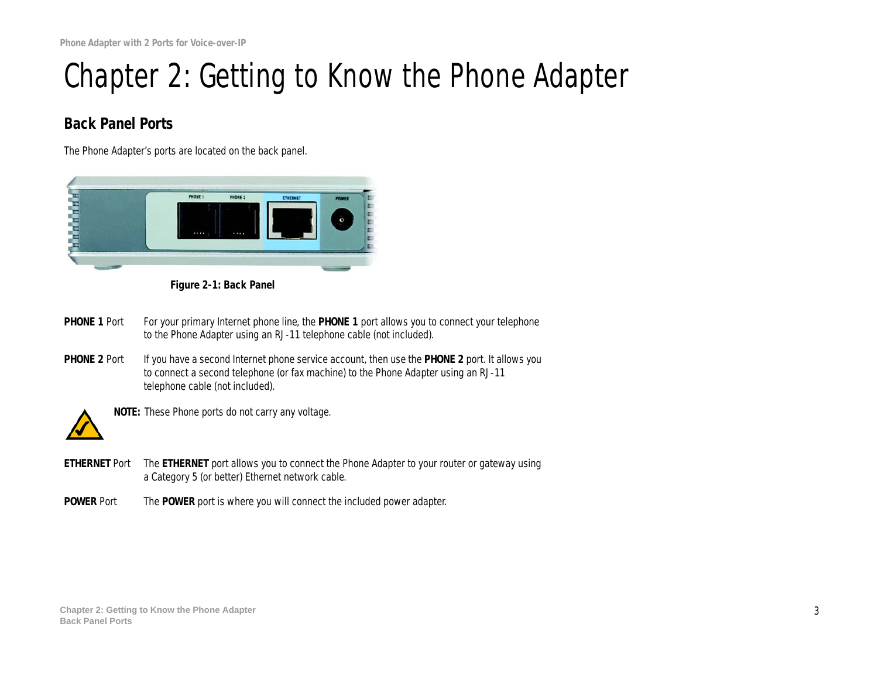# Chapter 2: Getting to Know the Phone Adapter

## Back Panel Ports

The Phone Adapter's ports are located on the back panel.

**Figure 2-1: Back Panel**

**PHONE 1** Port — For your primary Internet phone line, the **PHONE 1** port allows you to connect your telephone to the Phone Adapter using an RJ-11 telephone cable (not included).

**PHONE 2** Port — If you have a second Internet phone service account, then use the **PHONE 2** port. It allows you to connect a second telephone (or fax machine) to the Phone Adapter using an RJ-11 telephone cable (not included).

**NOTE:** These Phone ports do not carry any voltage.

**ETHERNET** Port — The **ETHERNET** port allows you to connect the Phone Adapter to your router or gateway using a Category 5 (or better) Ethernet network cable.

**POWER** Port — The **POWER** port is where you will connect the included power adapter.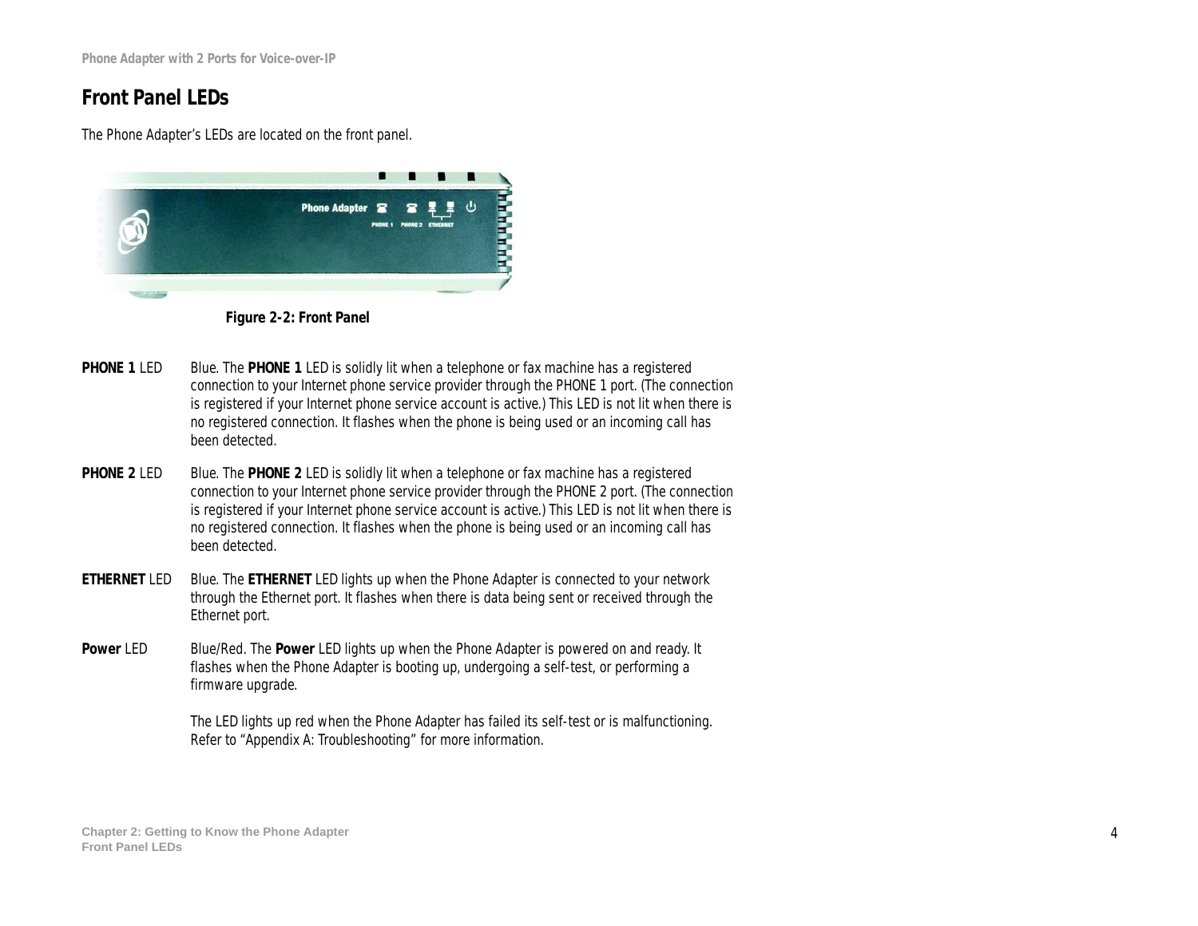## Front Panel LEDs

The Phone Adapter's LEDs are located on the front panel.

Figure 2-2: Front Panel

**PHONE 1** LED Blue. The **PHONE 1** LED is solidly lit when a telephone or fax machine has a registered connection to your Internet phone service provider through the PHONE 1 port. (The connection is registered if your Internet phone service account is active.) This LED is not lit when there is no registered connection. It flashes when the phone is being used or an incoming call has been detected.

**PHONE 2** LED Blue. The **PHONE 2** LED is solidly lit when a telephone or fax machine has a registered connection to your Internet phone service provider through the PHONE 2 port. (The connection is registered if your Internet phone service account is active.) This LED is not lit when there is no registered connection. It flashes when the phone is being used or an incoming call has been detected.

**ETHERNET** LED Blue. The **ETHERNET** LED lights up when the Phone Adapter is connected to your network through the Ethernet port. It flashes when there is data being sent or received through the Ethernet port.

**Power** LED Blue/Red. The **Power** LED lights up when the Phone Adapter is powered on and ready. It flashes when the Phone Adapter is booting up, undergoing a self-test, or performing a firmware upgrade.

The LED lights up red when the Phone Adapter has failed its self-test or is malfunctioning. Refer to "Appendix A: Troubleshooting" for more information.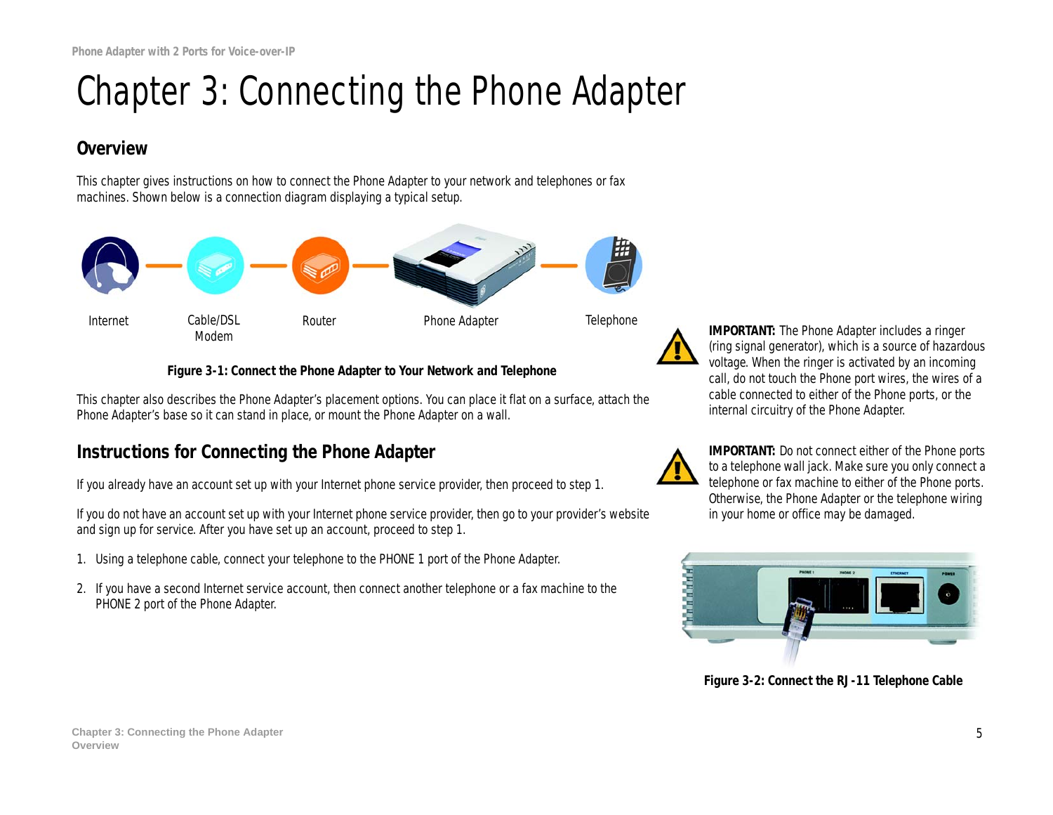# Chapter 3: Connecting the Phone Adapter

## Overview

This chapter gives instructions on how to connect the Phone Adapter to your network and telephones or fax machines. Shown below is a connection diagram displaying a typical setup.

Internet    Cable/DSL Modem    Router    Phone Adapter    Telephone

**Figure 3-1: Connect the Phone Adapter to Your Network and Telephone**

This chapter also describes the Phone Adapter's placement options. You can place it flat on a surface, attach the Phone Adapter's base so it can stand in place, or mount the Phone Adapter on a wall.

## Instructions for Connecting the Phone Adapter

If you already have an account set up with your Internet phone service provider, then proceed to step 1.

If you do not have an account set up with your Internet phone service provider, then go to your provider's website and sign up for service. After you have set up an account, proceed to step 1.

1. Using a telephone cable, connect your telephone to the PHONE 1 port of the Phone Adapter.
2. If you have a second Internet service account, then connect another telephone or a fax machine to the PHONE 2 port of the Phone Adapter.

**IMPORTANT:** The Phone Adapter includes a ringer (ring signal generator), which is a source of hazardous voltage. When the ringer is activated by an incoming call, do not touch the Phone port wires, the wires of a cable connected to either of the Phone ports, or the internal circuitry of the Phone Adapter.

**IMPORTANT:** Do not connect either of the Phone ports to a telephone wall jack. Make sure you only connect a telephone or fax machine to either of the Phone ports. Otherwise, the Phone Adapter or the telephone wiring in your home or office may be damaged.

**Figure 3-2: Connect the RJ-11 Telephone Cable**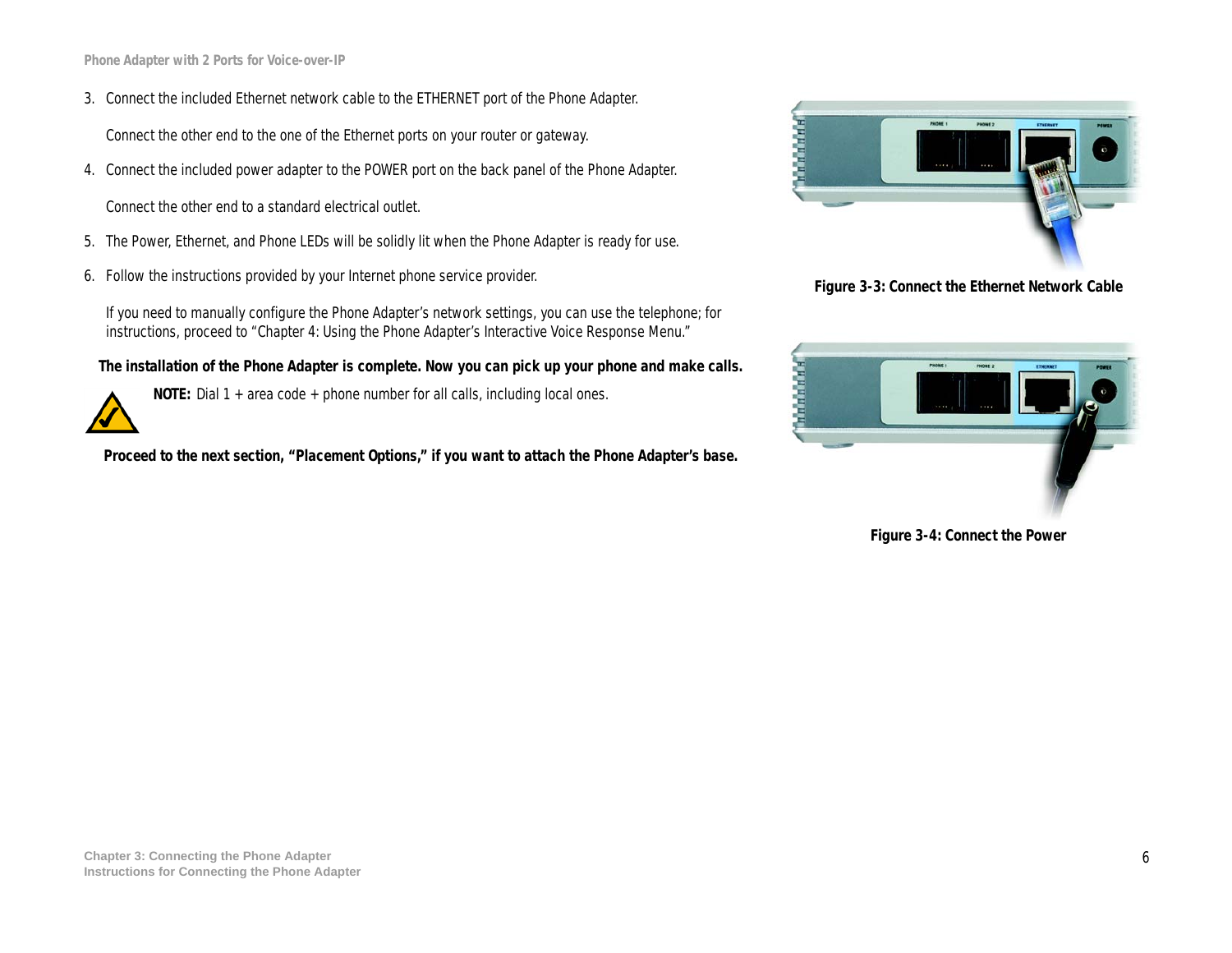3. Connect the included Ethernet network cable to the ETHERNET port of the Phone Adapter.

   Connect the other end to the one of the Ethernet ports on your router or gateway.

4. Connect the included power adapter to the POWER port on the back panel of the Phone Adapter.

   Connect the other end to a standard electrical outlet.

5. The Power, Ethernet, and Phone LEDs will be solidly lit when the Phone Adapter is ready for use.

6. Follow the instructions provided by your Internet phone service provider.

   If you need to manually configure the Phone Adapter's network settings, you can use the telephone; for instructions, proceed to "Chapter 4: Using the Phone Adapter's Interactive Voice Response Menu."

**The installation of the Phone Adapter is complete. Now you can pick up your phone and make calls.**

**NOTE:** Dial 1 + area code + phone number for all calls, including local ones.

**Proceed to the next section, "Placement Options," if you want to attach the Phone Adapter's base.**

**Figure 3-3: Connect the Ethernet Network Cable**

**Figure 3-4: Connect the Power**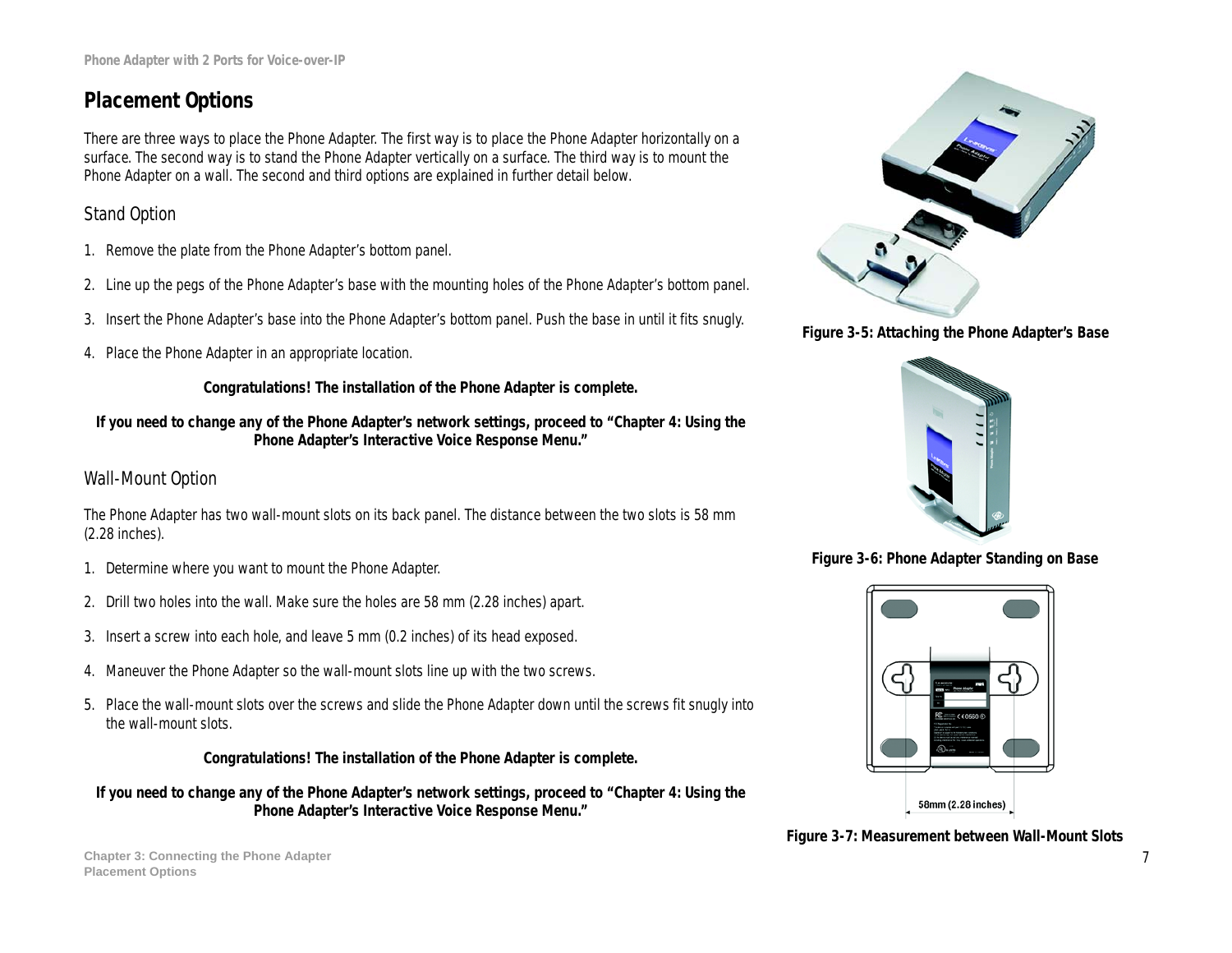## Placement Options

There are three ways to place the Phone Adapter. The first way is to place the Phone Adapter horizontally on a surface. The second way is to stand the Phone Adapter vertically on a surface. The third way is to mount the Phone Adapter on a wall. The second and third options are explained in further detail below.

### Stand Option

1. Remove the plate from the Phone Adapter's bottom panel.
2. Line up the pegs of the Phone Adapter's base with the mounting holes of the Phone Adapter's bottom panel.
3. Insert the Phone Adapter's base into the Phone Adapter's bottom panel. Push the base in until it fits snugly.
4. Place the Phone Adapter in an appropriate location.

**Congratulations! The installation of the Phone Adapter is complete.**

**If you need to change any of the Phone Adapter's network settings, proceed to "Chapter 4: Using the Phone Adapter's Interactive Voice Response Menu."**

### Wall-Mount Option

The Phone Adapter has two wall-mount slots on its back panel. The distance between the two slots is 58 mm (2.28 inches).

1. Determine where you want to mount the Phone Adapter.
2. Drill two holes into the wall. Make sure the holes are 58 mm (2.28 inches) apart.
3. Insert a screw into each hole, and leave 5 mm (0.2 inches) of its head exposed.
4. Maneuver the Phone Adapter so the wall-mount slots line up with the two screws.
5. Place the wall-mount slots over the screws and slide the Phone Adapter down until the screws fit snugly into the wall-mount slots.

**Congratulations! The installation of the Phone Adapter is complete.**

**If you need to change any of the Phone Adapter's network settings, proceed to "Chapter 4: Using the Phone Adapter's Interactive Voice Response Menu."**

**Figure 3-5: Attaching the Phone Adapter's Base**

**Figure 3-6: Phone Adapter Standing on Base**

58mm (2.28 inches)

**Figure 3-7: Measurement between Wall-Mount Slots**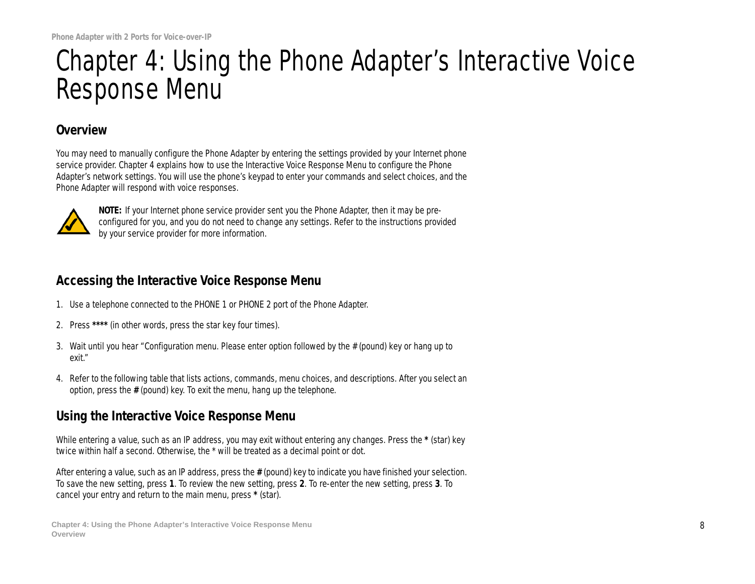# Chapter 4: Using the Phone Adapter's Interactive Voice Response Menu

## Overview

You may need to manually configure the Phone Adapter by entering the settings provided by your Internet phone service provider. Chapter 4 explains how to use the Interactive Voice Response Menu to configure the Phone Adapter's network settings. You will use the phone's keypad to enter your commands and select choices, and the Phone Adapter will respond with voice responses.

**NOTE:** If your Internet phone service provider sent you the Phone Adapter, then it may be pre-configured for you, and you do not need to change any settings. Refer to the instructions provided by your service provider for more information.

## Accessing the Interactive Voice Response Menu

1. Use a telephone connected to the PHONE 1 or PHONE 2 port of the Phone Adapter.
2. Press **\*\*\*\*** (in other words, press the star key four times).
3. Wait until you hear "Configuration menu. Please enter option followed by the # (pound) key or hang up to exit."
4. Refer to the following table that lists actions, commands, menu choices, and descriptions. After you select an option, press the **#** (pound) key. To exit the menu, hang up the telephone.

## Using the Interactive Voice Response Menu

While entering a value, such as an IP address, you may exit without entering any changes. Press the **\*** (star) key twice within half a second. Otherwise, the * will be treated as a decimal point or dot.

After entering a value, such as an IP address, press the **#** (pound) key to indicate you have finished your selection. To save the new setting, press **1**. To review the new setting, press **2**. To re-enter the new setting, press **3**. To cancel your entry and return to the main menu, press **\*** (star).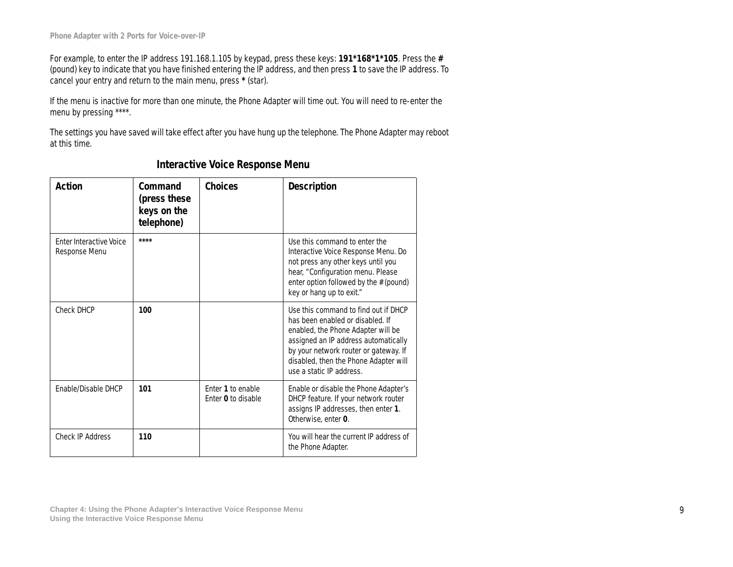For example, to enter the IP address 191.168.1.105 by keypad, press these keys: **191*168*1*105**. Press the **#** (pound) key to indicate that you have finished entering the IP address, and then press **1** to save the IP address. To cancel your entry and return to the main menu, press ***** (star).

If the menu is inactive for more than one minute, the Phone Adapter will time out. You will need to re-enter the menu by pressing ****.

The settings you have saved will take effect after you have hung up the telephone. The Phone Adapter may reboot at this time.

### Interactive Voice Response Menu

| Action | Command (press these keys on the telephone) | Choices | Description |
|---|---|---|---|
| Enter Interactive Voice Response Menu | **** | | Use this command to enter the Interactive Voice Response Menu. Do not press any other keys until you hear, "Configuration menu. Please enter option followed by the # (pound) key or hang up to exit." |
| Check DHCP | **100** | | Use this command to find out if DHCP has been enabled or disabled. If enabled, the Phone Adapter will be assigned an IP address automatically by your network router or gateway. If disabled, then the Phone Adapter will use a static IP address. |
| Enable/Disable DHCP | **101** | Enter **1** to enable<br>Enter **0** to disable | Enable or disable the Phone Adapter's DHCP feature. If your network router assigns IP addresses, then enter **1**. Otherwise, enter **0**. |
| Check IP Address | **110** | | You will hear the current IP address of the Phone Adapter. |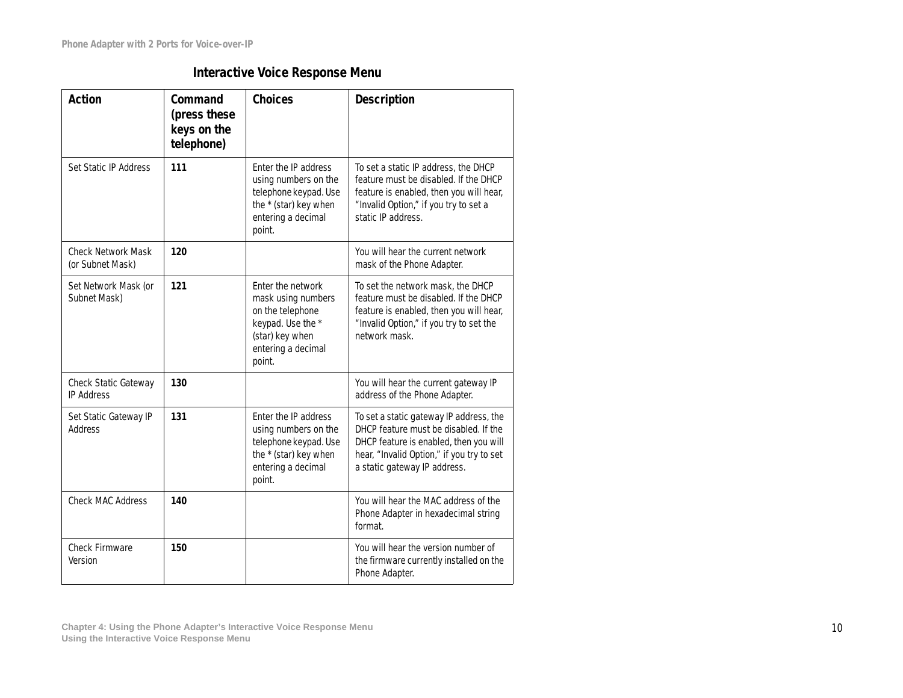## Interactive Voice Response Menu

| Action | Command (press these keys on the telephone) | Choices | Description |
|---|---|---|---|
| Set Static IP Address | **111** | Enter the IP address using numbers on the telephone keypad. Use the * (star) key when entering a decimal point. | To set a static IP address, the DHCP feature must be disabled. If the DHCP feature is enabled, then you will hear, “Invalid Option,” if you try to set a static IP address. |
| Check Network Mask (or Subnet Mask) | **120** | | You will hear the current network mask of the Phone Adapter. |
| Set Network Mask (or Subnet Mask) | **121** | Enter the network mask using numbers on the telephone keypad. Use the * (star) key when entering a decimal point. | To set the network mask, the DHCP feature must be disabled. If the DHCP feature is enabled, then you will hear, “Invalid Option,” if you try to set the network mask. |
| Check Static Gateway IP Address | **130** | | You will hear the current gateway IP address of the Phone Adapter. |
| Set Static Gateway IP Address | **131** | Enter the IP address using numbers on the telephone keypad. Use the * (star) key when entering a decimal point. | To set a static gateway IP address, the DHCP feature must be disabled. If the DHCP feature is enabled, then you will hear, “Invalid Option,” if you try to set a static gateway IP address. |
| Check MAC Address | **140** | | You will hear the MAC address of the Phone Adapter in hexadecimal string format. |
| Check Firmware Version | **150** | | You will hear the version number of the firmware currently installed on the Phone Adapter. |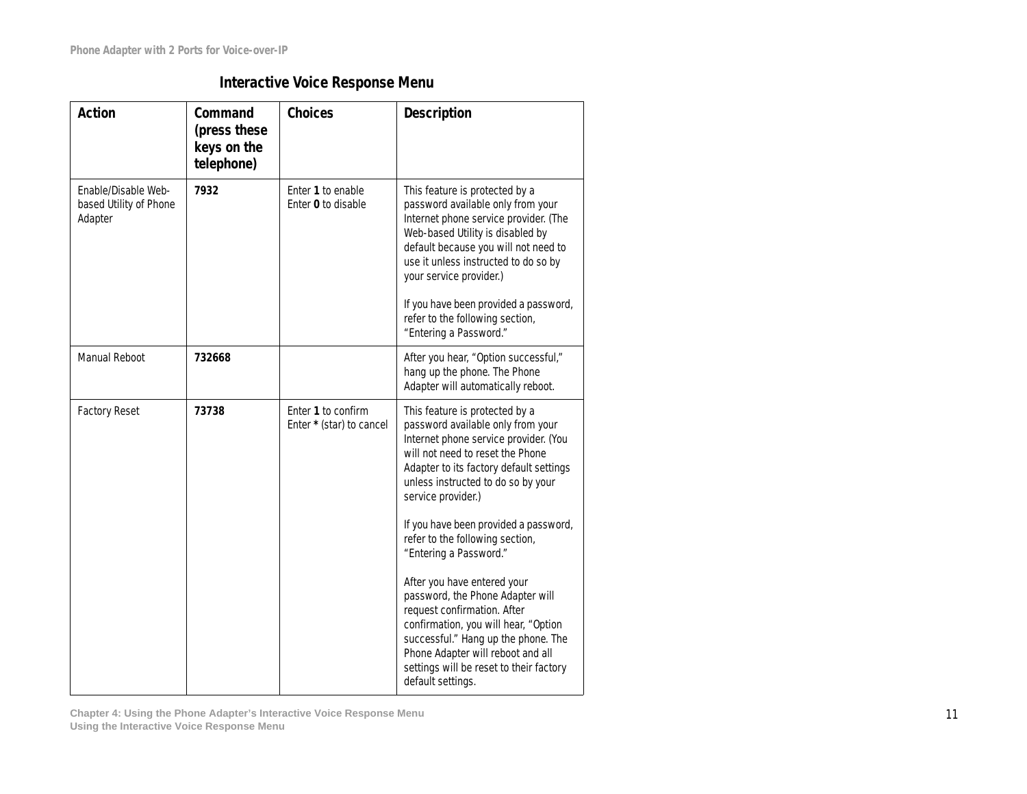## Interactive Voice Response Menu

| Action | Command (press these keys on the telephone) | Choices | Description |
|---|---|---|---|
| Enable/Disable Web-based Utility of Phone Adapter | **7932** | Enter **1** to enable<br>Enter **0** to disable | This feature is protected by a password available only from your Internet phone service provider. (The Web-based Utility is disabled by default because you will not need to use it unless instructed to do so by your service provider.)<br><br>If you have been provided a password, refer to the following section, “Entering a Password.” |
| Manual Reboot | **732668** | | After you hear, “Option successful,” hang up the phone. The Phone Adapter will automatically reboot. |
| Factory Reset | **73738** | Enter **1** to confirm<br>Enter ***** (star) to cancel | This feature is protected by a password available only from your Internet phone service provider. (You will not need to reset the Phone Adapter to its factory default settings unless instructed to do so by your service provider.)<br><br>If you have been provided a password, refer to the following section, “Entering a Password.”<br><br>After you have entered your password, the Phone Adapter will request confirmation. After confirmation, you will hear, “Option successful.” Hang up the phone. The Phone Adapter will reboot and all settings will be reset to their factory default settings. |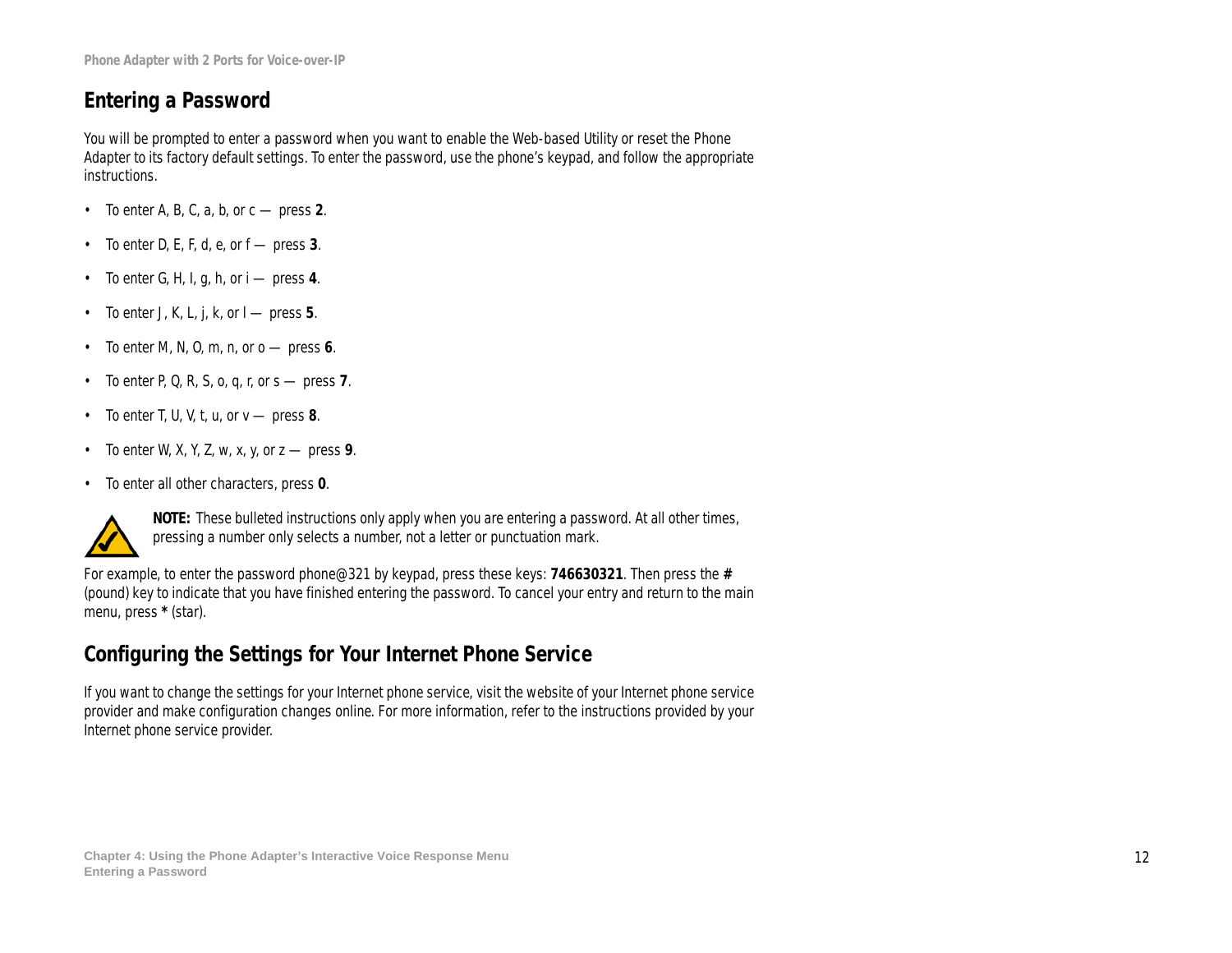## Entering a Password

You will be prompted to enter a password when you want to enable the Web-based Utility or reset the Phone Adapter to its factory default settings. To enter the password, use the phone's keypad, and follow the appropriate instructions.

- To enter A, B, C, a, b, or c — press **2**.
- To enter D, E, F, d, e, or f — press **3**.
- To enter G, H, I, g, h, or i — press **4**.
- To enter J, K, L, j, k, or l — press **5**.
- To enter M, N, O, m, n, or o — press **6**.
- To enter P, Q, R, S, o, q, r, or s — press **7**.
- To enter T, U, V, t, u, or v — press **8**.
- To enter W, X, Y, Z, w, x, y, or z — press **9**.
- To enter all other characters, press **0**.

**NOTE:** These bulleted instructions only apply when you are entering a password. At all other times, pressing a number only selects a number, not a letter or punctuation mark.

For example, to enter the password phone@321 by keypad, press these keys: **746630321**. Then press the **#** (pound) key to indicate that you have finished entering the password. To cancel your entry and return to the main menu, press * (star).

## Configuring the Settings for Your Internet Phone Service

If you want to change the settings for your Internet phone service, visit the website of your Internet phone service provider and make configuration changes online. For more information, refer to the instructions provided by your Internet phone service provider.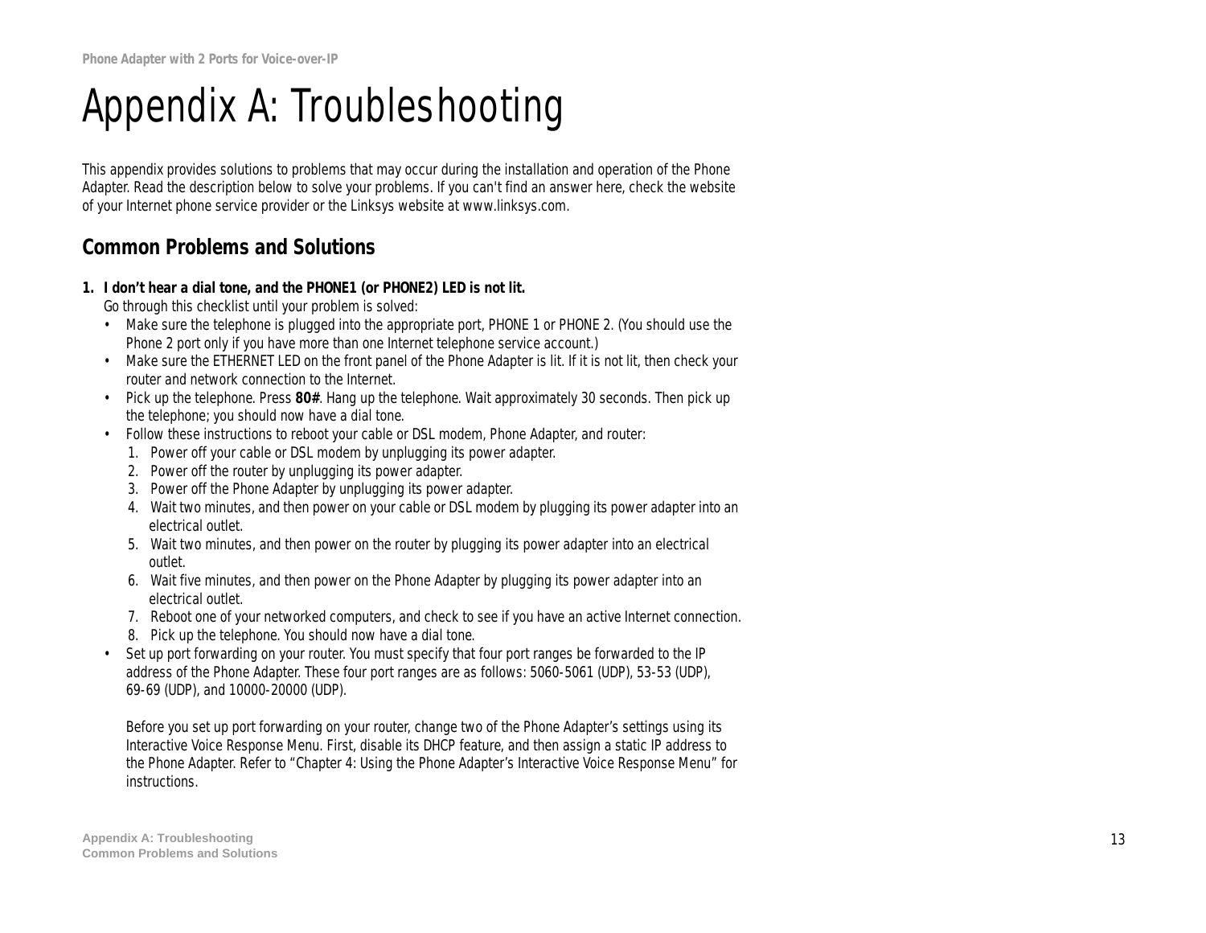# Appendix A: Troubleshooting

This appendix provides solutions to problems that may occur during the installation and operation of the Phone Adapter. Read the description below to solve your problems. If you can't find an answer here, check the website of your Internet phone service provider or the Linksys website at www.linksys.com.

## Common Problems and Solutions

**1. I don't hear a dial tone, and the PHONE1 (or PHONE2) LED is not lit.**

Go through this checklist until your problem is solved:

- Make sure the telephone is plugged into the appropriate port, PHONE 1 or PHONE 2. (You should use the Phone 2 port only if you have more than one Internet telephone service account.)
- Make sure the ETHERNET LED on the front panel of the Phone Adapter is lit. If it is not lit, then check your router and network connection to the Internet.
- Pick up the telephone. Press **80#**. Hang up the telephone. Wait approximately 30 seconds. Then pick up the telephone; you should now have a dial tone.
- Follow these instructions to reboot your cable or DSL modem, Phone Adapter, and router:
  1. Power off your cable or DSL modem by unplugging its power adapter.
  2. Power off the router by unplugging its power adapter.
  3. Power off the Phone Adapter by unplugging its power adapter.
  4. Wait two minutes, and then power on your cable or DSL modem by plugging its power adapter into an electrical outlet.
  5. Wait two minutes, and then power on the router by plugging its power adapter into an electrical outlet.
  6. Wait five minutes, and then power on the Phone Adapter by plugging its power adapter into an electrical outlet.
  7. Reboot one of your networked computers, and check to see if you have an active Internet connection.
  8. Pick up the telephone. You should now have a dial tone.
- Set up port forwarding on your router. You must specify that four port ranges be forwarded to the IP address of the Phone Adapter. These four port ranges are as follows: 5060-5061 (UDP), 53-53 (UDP), 69-69 (UDP), and 10000-20000 (UDP).

  Before you set up port forwarding on your router, change two of the Phone Adapter's settings using its Interactive Voice Response Menu. First, disable its DHCP feature, and then assign a static IP address to the Phone Adapter. Refer to "Chapter 4: Using the Phone Adapter's Interactive Voice Response Menu" for instructions.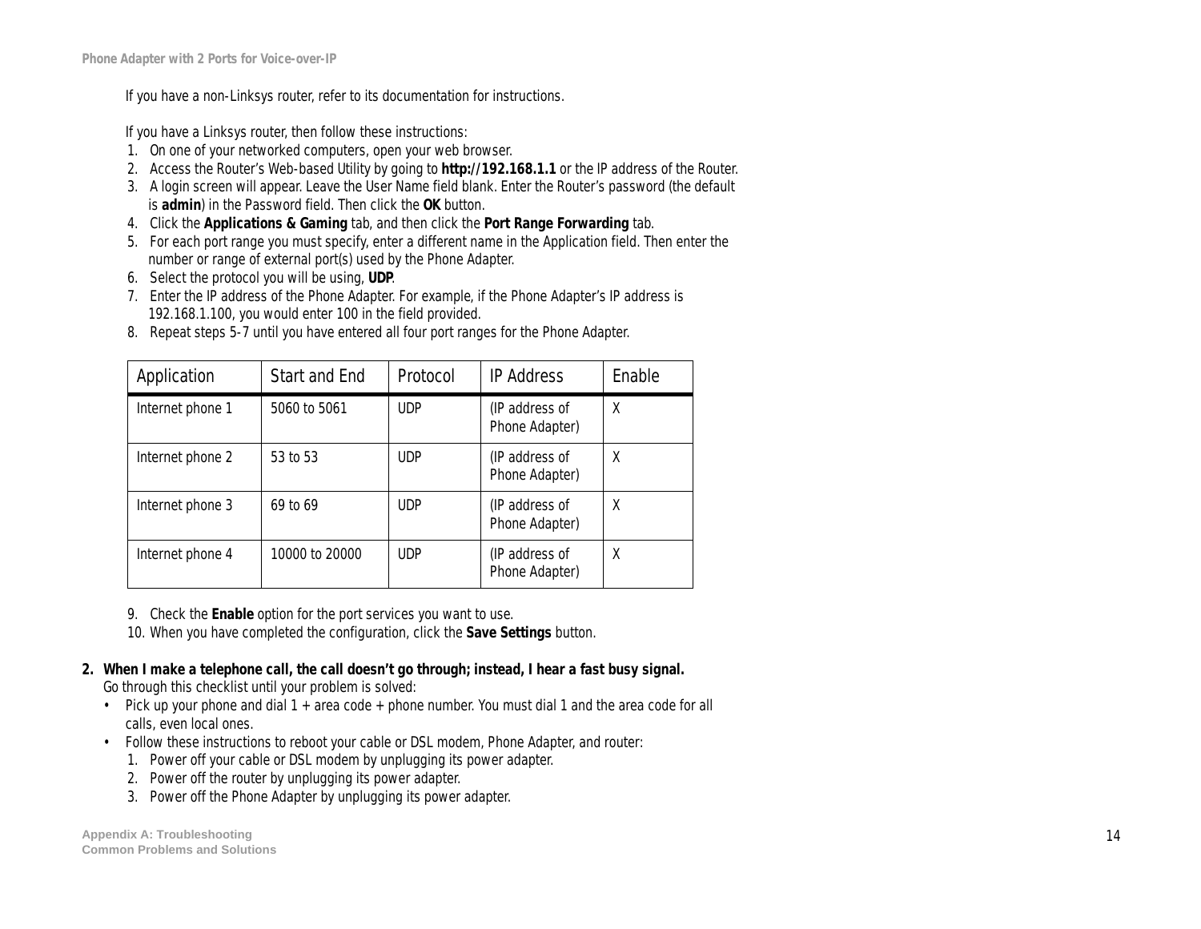If you have a non-Linksys router, refer to its documentation for instructions.

If you have a Linksys router, then follow these instructions:

1. On one of your networked computers, open your web browser.
2. Access the Router's Web-based Utility by going to **http://192.168.1.1** or the IP address of the Router.
3. A login screen will appear. Leave the User Name field blank. Enter the Router's password (the default is **admin**) in the Password field. Then click the **OK** button.
4. Click the **Applications & Gaming** tab, and then click the **Port Range Forwarding** tab.
5. For each port range you must specify, enter a different name in the Application field. Then enter the number or range of external port(s) used by the Phone Adapter.
6. Select the protocol you will be using, **UDP**.
7. Enter the IP address of the Phone Adapter. For example, if the Phone Adapter's IP address is 192.168.1.100, you would enter 100 in the field provided.
8. Repeat steps 5-7 until you have entered all four port ranges for the Phone Adapter.

| Application | Start and End | Protocol | IP Address | Enable |
|---|---|---|---|---|
| Internet phone 1 | 5060 to 5061 | UDP | (IP address of Phone Adapter) | X |
| Internet phone 2 | 53 to 53 | UDP | (IP address of Phone Adapter) | X |
| Internet phone 3 | 69 to 69 | UDP | (IP address of Phone Adapter) | X |
| Internet phone 4 | 10000 to 20000 | UDP | (IP address of Phone Adapter) | X |

9. Check the **Enable** option for the port services you want to use.
10. When you have completed the configuration, click the **Save Settings** button.

**2. When I make a telephone call, the call doesn't go through; instead, I hear a fast busy signal.**

Go through this checklist until your problem is solved:

- Pick up your phone and dial 1 + area code + phone number. You must dial 1 and the area code for all calls, even local ones.
- Follow these instructions to reboot your cable or DSL modem, Phone Adapter, and router:
  1. Power off your cable or DSL modem by unplugging its power adapter.
  2. Power off the router by unplugging its power adapter.
  3. Power off the Phone Adapter by unplugging its power adapter.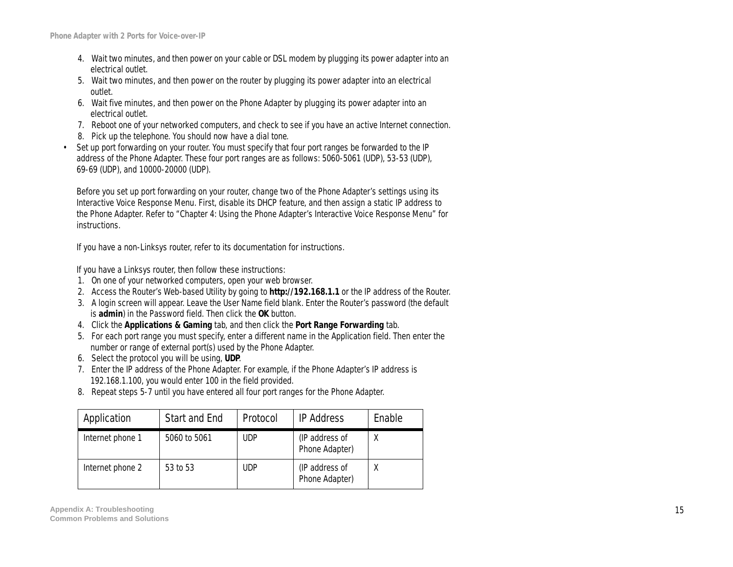4. Wait two minutes, and then power on your cable or DSL modem by plugging its power adapter into an electrical outlet.
5. Wait two minutes, and then power on the router by plugging its power adapter into an electrical outlet.
6. Wait five minutes, and then power on the Phone Adapter by plugging its power adapter into an electrical outlet.
7. Reboot one of your networked computers, and check to see if you have an active Internet connection.
8. Pick up the telephone. You should now have a dial tone.

- Set up port forwarding on your router. You must specify that four port ranges be forwarded to the IP address of the Phone Adapter. These four port ranges are as follows: 5060-5061 (UDP), 53-53 (UDP), 69-69 (UDP), and 10000-20000 (UDP).

  Before you set up port forwarding on your router, change two of the Phone Adapter's settings using its Interactive Voice Response Menu. First, disable its DHCP feature, and then assign a static IP address to the Phone Adapter. Refer to "Chapter 4: Using the Phone Adapter's Interactive Voice Response Menu" for instructions.

  If you have a non-Linksys router, refer to its documentation for instructions.

  If you have a Linksys router, then follow these instructions:

1. On one of your networked computers, open your web browser.
2. Access the Router's Web-based Utility by going to **http://192.168.1.1** or the IP address of the Router.
3. A login screen will appear. Leave the User Name field blank. Enter the Router's password (the default is **admin**) in the Password field. Then click the **OK** button.
4. Click the **Applications & Gaming** tab, and then click the **Port Range Forwarding** tab.
5. For each port range you must specify, enter a different name in the Application field. Then enter the number or range of external port(s) used by the Phone Adapter.
6. Select the protocol you will be using, **UDP**.
7. Enter the IP address of the Phone Adapter. For example, if the Phone Adapter's IP address is 192.168.1.100, you would enter 100 in the field provided.
8. Repeat steps 5-7 until you have entered all four port ranges for the Phone Adapter.

| Application | Start and End | Protocol | IP Address | Enable |
|---|---|---|---|---|
| Internet phone 1 | 5060 to 5061 | UDP | (IP address of Phone Adapter) | X |
| Internet phone 2 | 53 to 53 | UDP | (IP address of Phone Adapter) | X |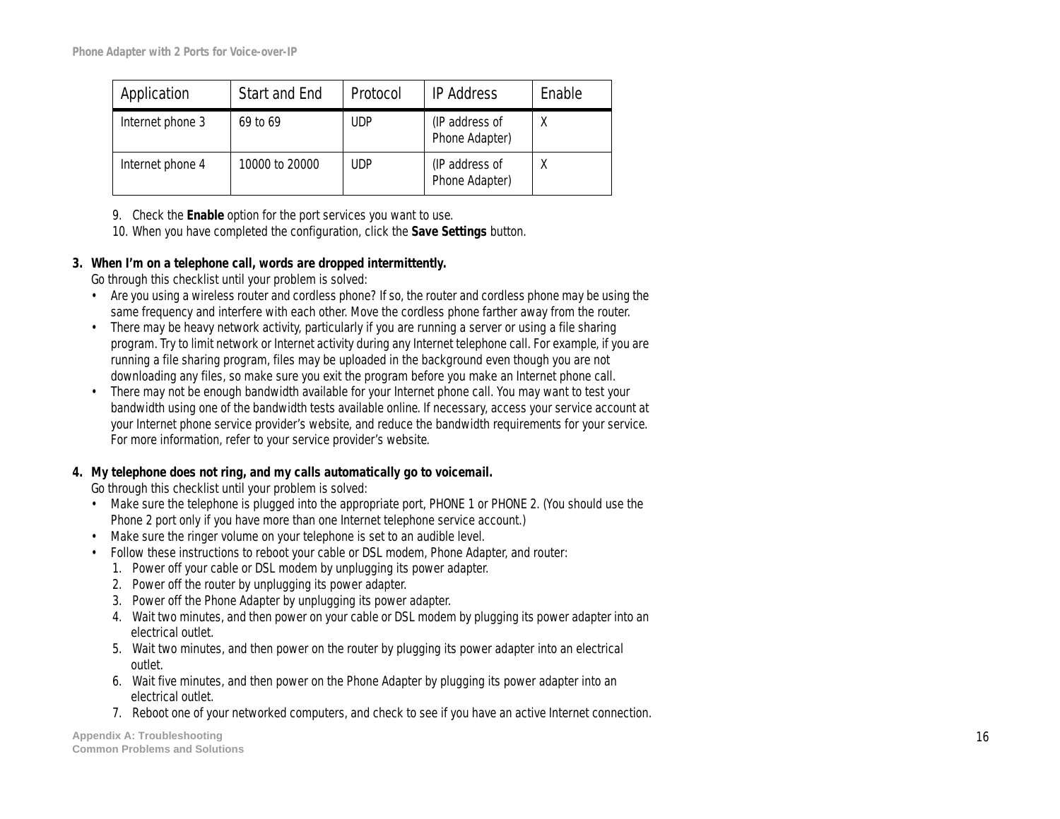| Application | Start and End | Protocol | IP Address | Enable |
|---|---|---|---|---|
| Internet phone 3 | 69 to 69 | UDP | (IP address of Phone Adapter) | X |
| Internet phone 4 | 10000 to 20000 | UDP | (IP address of Phone Adapter) | X |

9. Check the **Enable** option for the port services you want to use.
10. When you have completed the configuration, click the **Save Settings** button.

**3. When I'm on a telephone call, words are dropped intermittently.**

Go through this checklist until your problem is solved:

- Are you using a wireless router and cordless phone? If so, the router and cordless phone may be using the same frequency and interfere with each other. Move the cordless phone farther away from the router.
- There may be heavy network activity, particularly if you are running a server or using a file sharing program. Try to limit network or Internet activity during any Internet telephone call. For example, if you are running a file sharing program, files may be uploaded in the background even though you are not downloading any files, so make sure you exit the program before you make an Internet phone call.
- There may not be enough bandwidth available for your Internet phone call. You may want to test your bandwidth using one of the bandwidth tests available online. If necessary, access your service account at your Internet phone service provider's website, and reduce the bandwidth requirements for your service. For more information, refer to your service provider's website.

**4. My telephone does not ring, and my calls automatically go to voicemail.**

Go through this checklist until your problem is solved:

- Make sure the telephone is plugged into the appropriate port, PHONE 1 or PHONE 2. (You should use the Phone 2 port only if you have more than one Internet telephone service account.)
- Make sure the ringer volume on your telephone is set to an audible level.
- Follow these instructions to reboot your cable or DSL modem, Phone Adapter, and router:
  1. Power off your cable or DSL modem by unplugging its power adapter.
  2. Power off the router by unplugging its power adapter.
  3. Power off the Phone Adapter by unplugging its power adapter.
  4. Wait two minutes, and then power on your cable or DSL modem by plugging its power adapter into an electrical outlet.
  5. Wait two minutes, and then power on the router by plugging its power adapter into an electrical outlet.
  6. Wait five minutes, and then power on the Phone Adapter by plugging its power adapter into an electrical outlet.
  7. Reboot one of your networked computers, and check to see if you have an active Internet connection.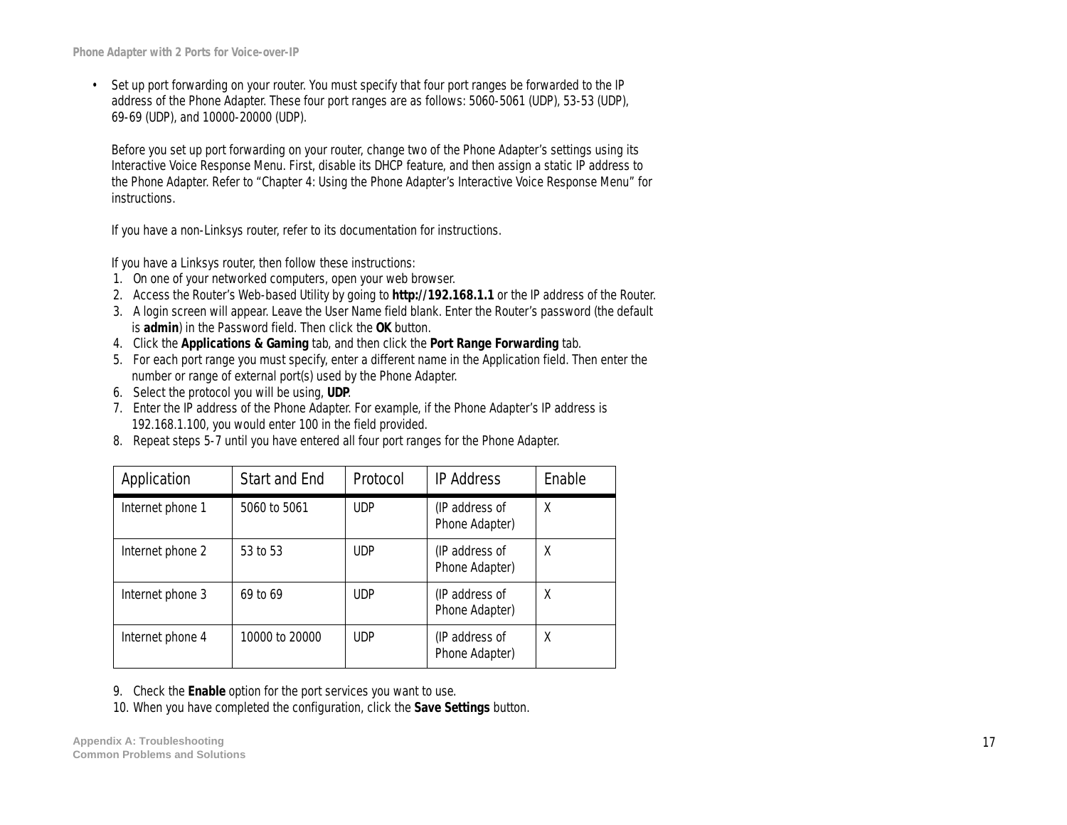- Set up port forwarding on your router. You must specify that four port ranges be forwarded to the IP address of the Phone Adapter. These four port ranges are as follows: 5060-5061 (UDP), 53-53 (UDP), 69-69 (UDP), and 10000-20000 (UDP).

  Before you set up port forwarding on your router, change two of the Phone Adapter's settings using its Interactive Voice Response Menu. First, disable its DHCP feature, and then assign a static IP address to the Phone Adapter. Refer to "Chapter 4: Using the Phone Adapter's Interactive Voice Response Menu" for instructions.

  If you have a non-Linksys router, refer to its documentation for instructions.

  If you have a Linksys router, then follow these instructions:

1. On one of your networked computers, open your web browser.
2. Access the Router's Web-based Utility by going to **http://192.168.1.1** or the IP address of the Router.
3. A login screen will appear. Leave the User Name field blank. Enter the Router's password (the default is **admin**) in the Password field. Then click the **OK** button.
4. Click the **Applications & Gaming** tab, and then click the **Port Range Forwarding** tab.
5. For each port range you must specify, enter a different name in the Application field. Then enter the number or range of external port(s) used by the Phone Adapter.
6. Select the protocol you will be using, **UDP**.
7. Enter the IP address of the Phone Adapter. For example, if the Phone Adapter's IP address is 192.168.1.100, you would enter 100 in the field provided.
8. Repeat steps 5-7 until you have entered all four port ranges for the Phone Adapter.

| Application | Start and End | Protocol | IP Address | Enable |
|---|---|---|---|---|
| Internet phone 1 | 5060 to 5061 | UDP | (IP address of Phone Adapter) | X |
| Internet phone 2 | 53 to 53 | UDP | (IP address of Phone Adapter) | X |
| Internet phone 3 | 69 to 69 | UDP | (IP address of Phone Adapter) | X |
| Internet phone 4 | 10000 to 20000 | UDP | (IP address of Phone Adapter) | X |

9. Check the **Enable** option for the port services you want to use.
10. When you have completed the configuration, click the **Save Settings** button.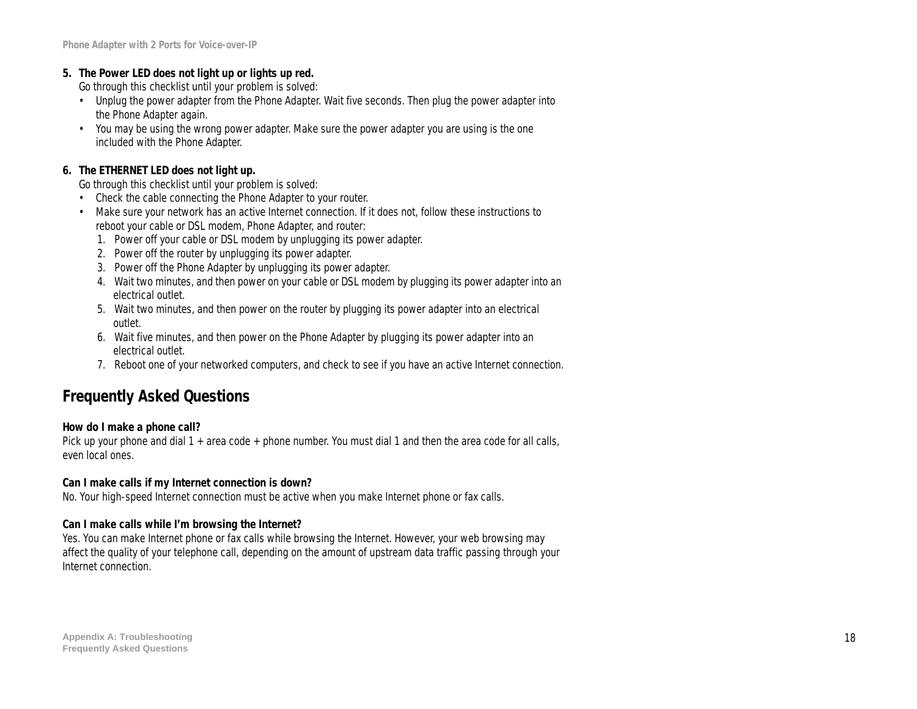**5. The Power LED does not light up or lights up red.**

Go through this checklist until your problem is solved:

- Unplug the power adapter from the Phone Adapter. Wait five seconds. Then plug the power adapter into the Phone Adapter again.
- You may be using the wrong power adapter. Make sure the power adapter you are using is the one included with the Phone Adapter.

**6. The ETHERNET LED does not light up.**

Go through this checklist until your problem is solved:

- Check the cable connecting the Phone Adapter to your router.
- Make sure your network has an active Internet connection. If it does not, follow these instructions to reboot your cable or DSL modem, Phone Adapter, and router:
  1. Power off your cable or DSL modem by unplugging its power adapter.
  2. Power off the router by unplugging its power adapter.
  3. Power off the Phone Adapter by unplugging its power adapter.
  4. Wait two minutes, and then power on your cable or DSL modem by plugging its power adapter into an electrical outlet.
  5. Wait two minutes, and then power on the router by plugging its power adapter into an electrical outlet.
  6. Wait five minutes, and then power on the Phone Adapter by plugging its power adapter into an electrical outlet.
  7. Reboot one of your networked computers, and check to see if you have an active Internet connection.

## Frequently Asked Questions

**How do I make a phone call?**

Pick up your phone and dial 1 + area code + phone number. You must dial 1 and then the area code for all calls, even local ones.

**Can I make calls if my Internet connection is down?**

No. Your high-speed Internet connection must be active when you make Internet phone or fax calls.

**Can I make calls while I'm browsing the Internet?**

Yes. You can make Internet phone or fax calls while browsing the Internet. However, your web browsing may affect the quality of your telephone call, depending on the amount of upstream data traffic passing through your Internet connection.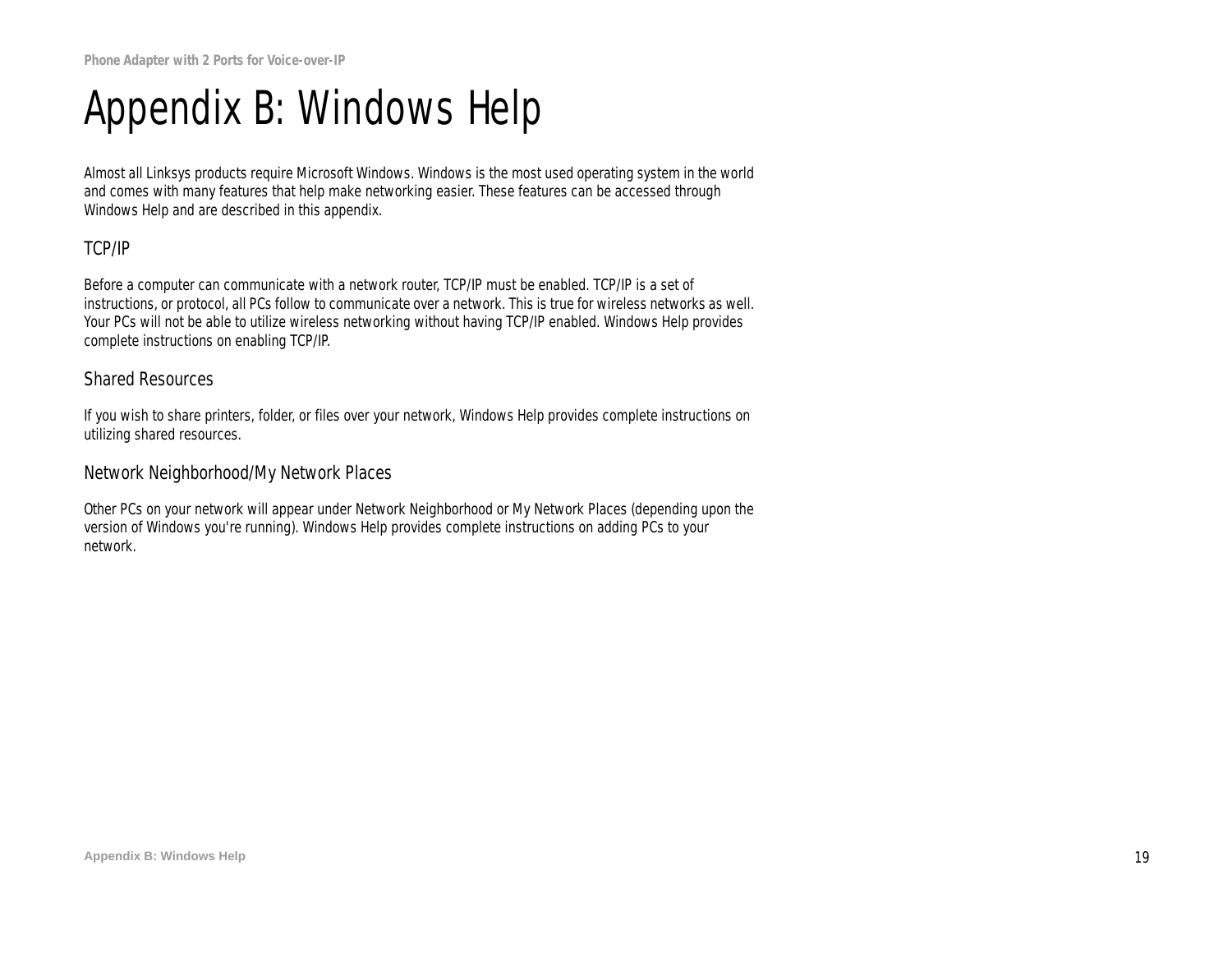# Appendix B: Windows Help

Almost all Linksys products require Microsoft Windows. Windows is the most used operating system in the world and comes with many features that help make networking easier. These features can be accessed through Windows Help and are described in this appendix.

## TCP/IP

Before a computer can communicate with a network router, TCP/IP must be enabled. TCP/IP is a set of instructions, or protocol, all PCs follow to communicate over a network. This is true for wireless networks as well. Your PCs will not be able to utilize wireless networking without having TCP/IP enabled. Windows Help provides complete instructions on enabling TCP/IP.

## Shared Resources

If you wish to share printers, folder, or files over your network, Windows Help provides complete instructions on utilizing shared resources.

## Network Neighborhood/My Network Places

Other PCs on your network will appear under Network Neighborhood or My Network Places (depending upon the version of Windows you're running). Windows Help provides complete instructions on adding PCs to your network.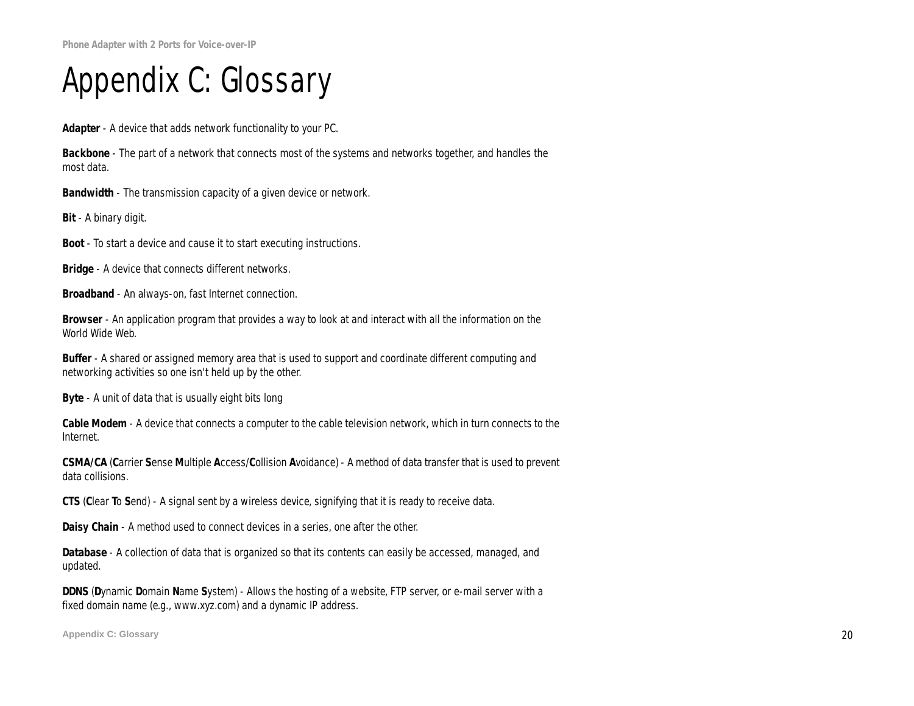# Appendix C: Glossary

**Adapter** - A device that adds network functionality to your PC.

**Backbone** - The part of a network that connects most of the systems and networks together, and handles the most data.

**Bandwidth** - The transmission capacity of a given device or network.

**Bit** - A binary digit.

**Boot** - To start a device and cause it to start executing instructions.

**Bridge** - A device that connects different networks.

**Broadband** - An always-on, fast Internet connection.

**Browser** - An application program that provides a way to look at and interact with all the information on the World Wide Web.

**Buffer** - A shared or assigned memory area that is used to support and coordinate different computing and networking activities so one isn't held up by the other.

**Byte** - A unit of data that is usually eight bits long

**Cable Modem** - A device that connects a computer to the cable television network, which in turn connects to the Internet.

**CSMA/CA** (**C**arrier **S**ense **M**ultiple **A**ccess/**C**ollision **A**voidance) - A method of data transfer that is used to prevent data collisions.

**CTS** (**C**lear **T**o **S**end) - A signal sent by a wireless device, signifying that it is ready to receive data.

**Daisy Chain** - A method used to connect devices in a series, one after the other.

**Database** - A collection of data that is organized so that its contents can easily be accessed, managed, and updated.

**DDNS** (**D**ynamic **D**omain **N**ame **S**ystem) - Allows the hosting of a website, FTP server, or e-mail server with a fixed domain name (e.g., www.xyz.com) and a dynamic IP address.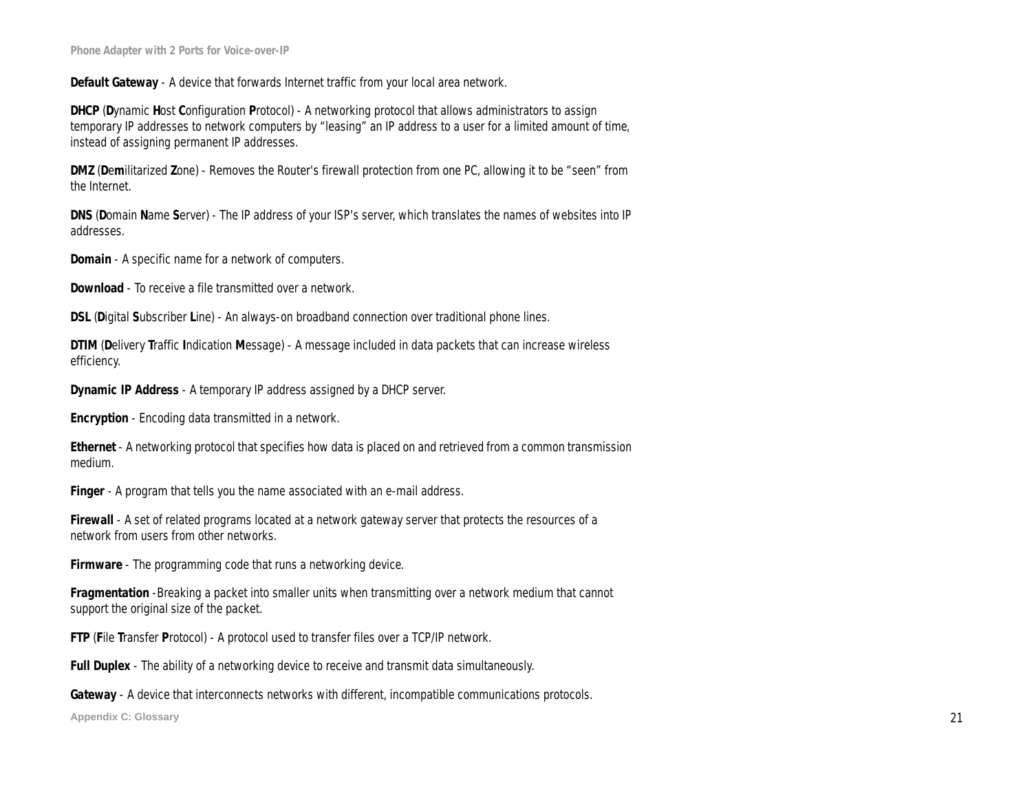**Default Gateway** - A device that forwards Internet traffic from your local area network.

**DHCP** (**D**ynamic **H**ost **C**onfiguration **P**rotocol) - A networking protocol that allows administrators to assign temporary IP addresses to network computers by "leasing" an IP address to a user for a limited amount of time, instead of assigning permanent IP addresses.

**DMZ** (**De**mi**l**itarized **Z**one) - Removes the Router's firewall protection from one PC, allowing it to be "seen" from the Internet.

**DNS** (**D**omain **N**ame **S**erver) - The IP address of your ISP's server, which translates the names of websites into IP addresses.

**Domain** - A specific name for a network of computers.

**Download** - To receive a file transmitted over a network.

**DSL** (**D**igital **S**ubscriber **L**ine) - An always-on broadband connection over traditional phone lines.

**DTIM** (**D**elivery **T**raffic **I**ndication **M**essage) - A message included in data packets that can increase wireless efficiency.

**Dynamic IP Address** - A temporary IP address assigned by a DHCP server.

**Encryption** - Encoding data transmitted in a network.

**Ethernet** - A networking protocol that specifies how data is placed on and retrieved from a common transmission medium.

**Finger** - A program that tells you the name associated with an e-mail address.

**Firewall** - A set of related programs located at a network gateway server that protects the resources of a network from users from other networks.

**Firmware** - The programming code that runs a networking device.

**Fragmentation** -Breaking a packet into smaller units when transmitting over a network medium that cannot support the original size of the packet.

**FTP** (**F**ile **T**ransfer **P**rotocol) - A protocol used to transfer files over a TCP/IP network.

**Full Duplex** - The ability of a networking device to receive and transmit data simultaneously.

**Gateway** - A device that interconnects networks with different, incompatible communications protocols.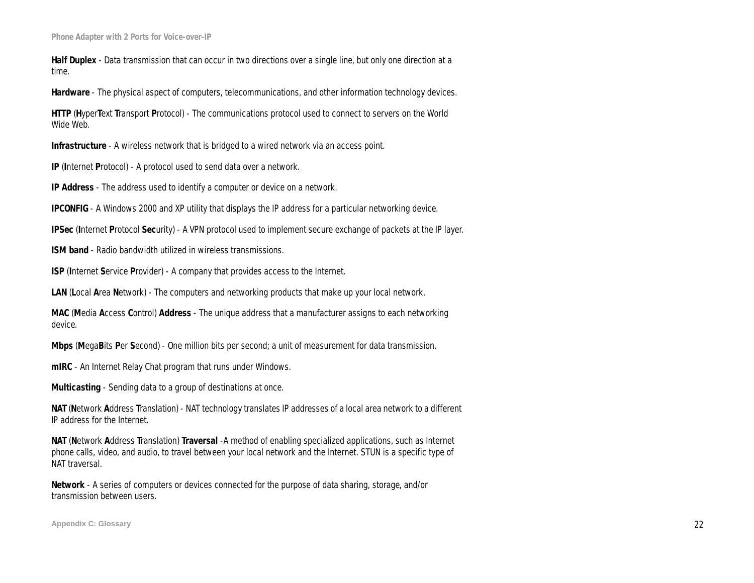**Half Duplex** - Data transmission that can occur in two directions over a single line, but only one direction at a time.

**Hardware** - The physical aspect of computers, telecommunications, and other information technology devices.

**HTTP** (**H**yper**T**ext **T**ransport **P**rotocol) - The communications protocol used to connect to servers on the World Wide Web.

**Infrastructure** - A wireless network that is bridged to a wired network via an access point.

**IP** (**I**nternet **P**rotocol) - A protocol used to send data over a network.

**IP Address** - The address used to identify a computer or device on a network.

**IPCONFIG** - A Windows 2000 and XP utility that displays the IP address for a particular networking device.

**IPSec** (**I**nternet **P**rotocol **Sec**urity) - A VPN protocol used to implement secure exchange of packets at the IP layer.

**ISM band** - Radio bandwidth utilized in wireless transmissions.

**ISP** (**I**nternet **S**ervice **P**rovider) - A company that provides access to the Internet.

**LAN** (**L**ocal **A**rea **N**etwork) - The computers and networking products that make up your local network.

**MAC** (**M**edia **A**ccess **C**ontrol) **Address** - The unique address that a manufacturer assigns to each networking device.

**Mbps** (**M**ega**B**its **P**er **S**econd) - One million bits per second; a unit of measurement for data transmission.

**mIRC** - An Internet Relay Chat program that runs under Windows.

**Multicasting** - Sending data to a group of destinations at once.

**NAT** (**N**etwork **A**ddress **T**ranslation) - NAT technology translates IP addresses of a local area network to a different IP address for the Internet.

**NAT** (**N**etwork **A**ddress **T**ranslation) **Traversal** -A method of enabling specialized applications, such as Internet phone calls, video, and audio, to travel between your local network and the Internet. STUN is a specific type of NAT traversal.

**Network** - A series of computers or devices connected for the purpose of data sharing, storage, and/or transmission between users.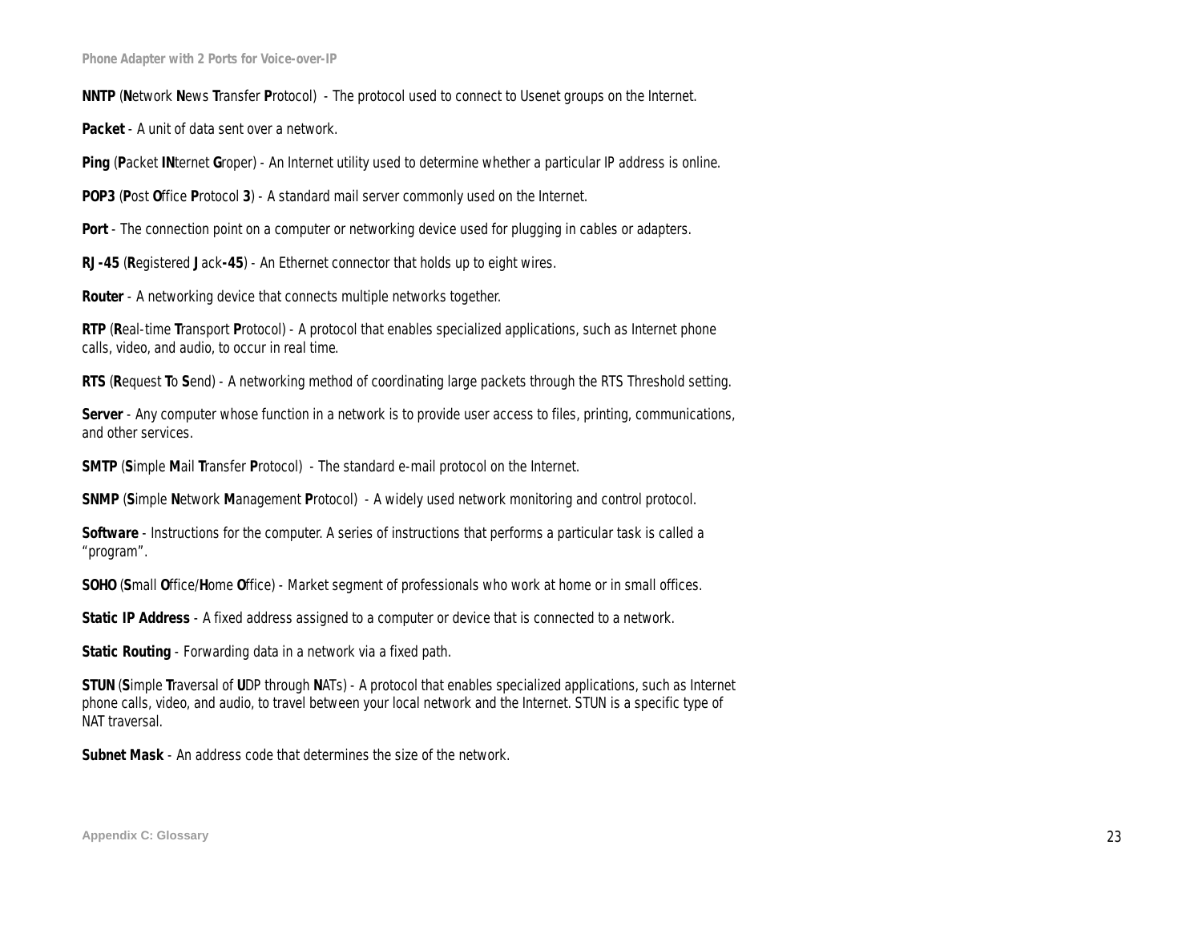**NNTP** (**N**etwork **N**ews **T**ransfer **P**rotocol) - The protocol used to connect to Usenet groups on the Internet.

**Packet** - A unit of data sent over a network.

**Ping** (**P**acket **IN**ternet **G**roper) - An Internet utility used to determine whether a particular IP address is online.

**POP3** (**P**ost **O**ffice **P**rotocol **3**) - A standard mail server commonly used on the Internet.

**Port** - The connection point on a computer or networking device used for plugging in cables or adapters.

**RJ-45** (**R**egistered **J**ack**-45**) - An Ethernet connector that holds up to eight wires.

**Router** - A networking device that connects multiple networks together.

**RTP** (**R**eal-time **T**ransport **P**rotocol) - A protocol that enables specialized applications, such as Internet phone calls, video, and audio, to occur in real time.

**RTS** (**R**equest **T**o **S**end) - A networking method of coordinating large packets through the RTS Threshold setting.

**Server** - Any computer whose function in a network is to provide user access to files, printing, communications, and other services.

**SMTP** (**S**imple **M**ail **T**ransfer **P**rotocol) - The standard e-mail protocol on the Internet.

**SNMP** (**S**imple **N**etwork **M**anagement **P**rotocol) - A widely used network monitoring and control protocol.

**Software** - Instructions for the computer. A series of instructions that performs a particular task is called a "program".

**SOHO** (**S**mall **O**ffice/**H**ome **O**ffice) - Market segment of professionals who work at home or in small offices.

**Static IP Address** - A fixed address assigned to a computer or device that is connected to a network.

**Static Routing** - Forwarding data in a network via a fixed path.

**STUN** (**S**imple **T**raversal of **U**DP through **N**ATs) - A protocol that enables specialized applications, such as Internet phone calls, video, and audio, to travel between your local network and the Internet. STUN is a specific type of NAT traversal.

**Subnet Mask** - An address code that determines the size of the network.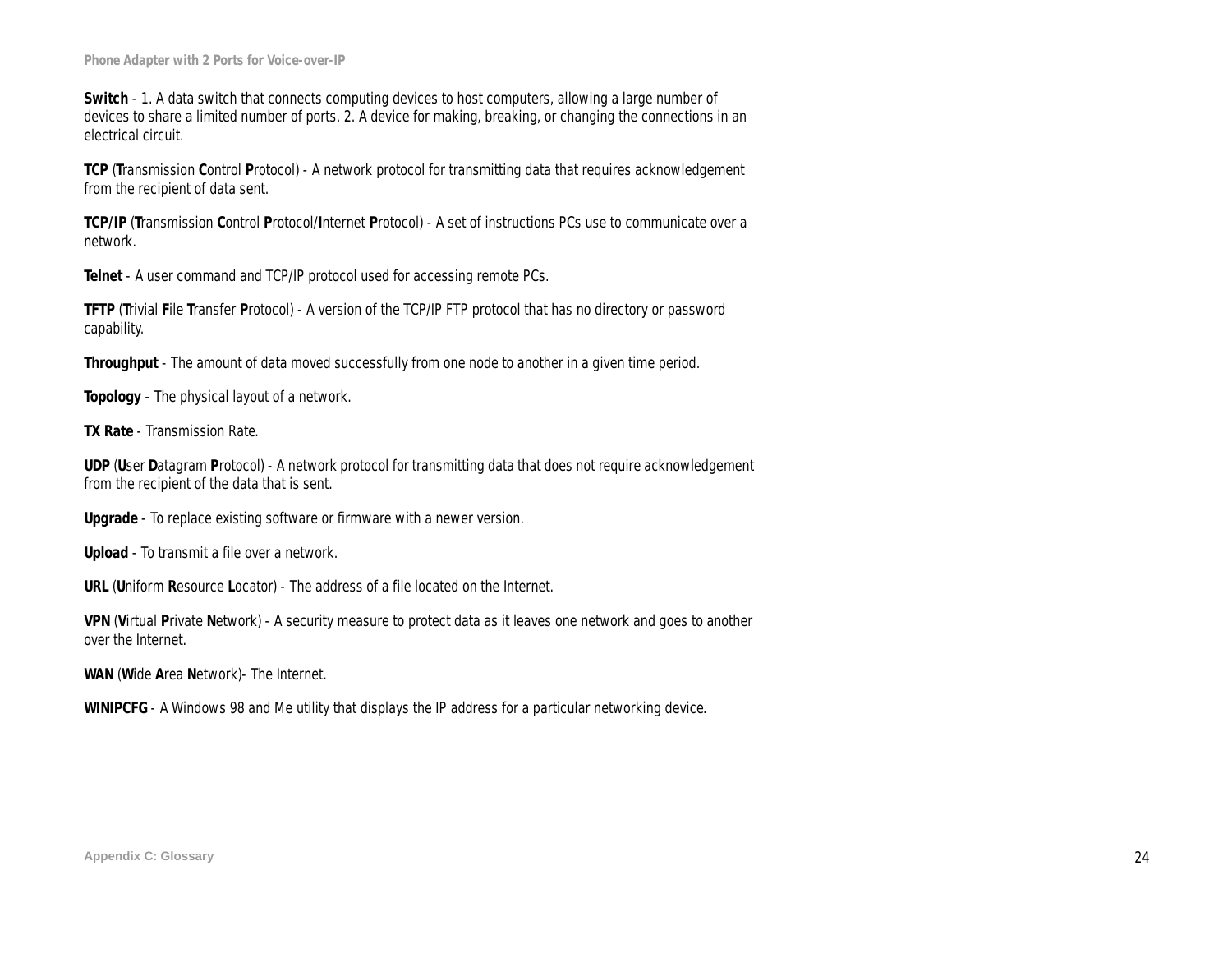**Switch** - 1. A data switch that connects computing devices to host computers, allowing a large number of devices to share a limited number of ports. 2. A device for making, breaking, or changing the connections in an electrical circuit.

**TCP** (**T**ransmission **C**ontrol **P**rotocol) - A network protocol for transmitting data that requires acknowledgement from the recipient of data sent.

**TCP/IP** (**T**ransmission **C**ontrol **P**rotocol/**I**nternet **P**rotocol) - A set of instructions PCs use to communicate over a network.

**Telnet** - A user command and TCP/IP protocol used for accessing remote PCs.

**TFTP** (**T**rivial **F**ile **T**ransfer **P**rotocol) - A version of the TCP/IP FTP protocol that has no directory or password capability.

**Throughput** - The amount of data moved successfully from one node to another in a given time period.

**Topology** - The physical layout of a network.

**TX Rate** - Transmission Rate.

**UDP** (**U**ser **D**atagram **P**rotocol) - A network protocol for transmitting data that does not require acknowledgement from the recipient of the data that is sent.

**Upgrade** - To replace existing software or firmware with a newer version.

**Upload** - To transmit a file over a network.

**URL** (**U**niform **R**esource **L**ocator) - The address of a file located on the Internet.

**VPN** (**V**irtual **P**rivate **N**etwork) - A security measure to protect data as it leaves one network and goes to another over the Internet.

**WAN** (**W**ide **A**rea **N**etwork)- The Internet.

**WINIPCFG** - A Windows 98 and Me utility that displays the IP address for a particular networking device.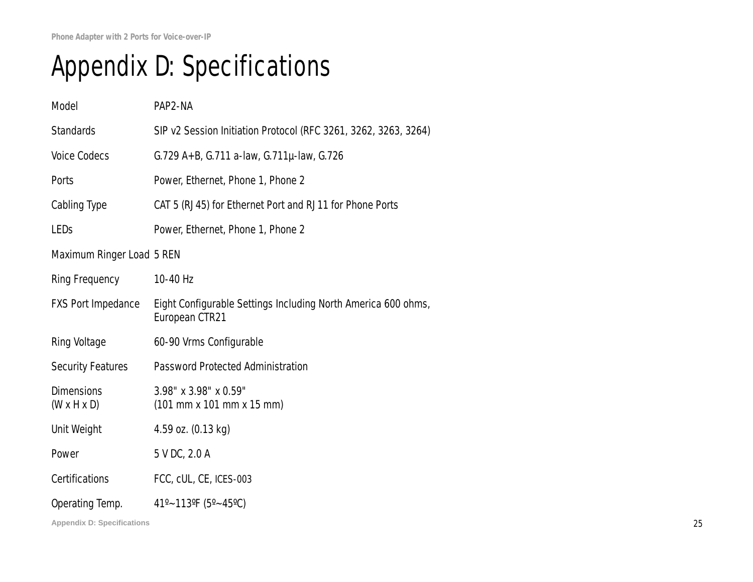# Appendix D: Specifications

| | |
|---|---|
| Model | PAP2-NA |
| Standards | SIP v2 Session Initiation Protocol (RFC 3261, 3262, 3263, 3264) |
| Voice Codecs | G.729 A+B, G.711 a-law, G.711µ-law, G.726 |
| Ports | Power, Ethernet, Phone 1, Phone 2 |
| Cabling Type | CAT 5 (RJ45) for Ethernet Port and RJ11 for Phone Ports |
| LEDs | Power, Ethernet, Phone 1, Phone 2 |
| Maximum Ringer Load | 5 REN |
| Ring Frequency | 10-40 Hz |
| FXS Port Impedance | Eight Configurable Settings Including North America 600 ohms, European CTR21 |
| Ring Voltage | 60-90 Vrms Configurable |
| Security Features | Password Protected Administration |
| Dimensions (W x H x D) | 3.98" x 3.98" x 0.59" (101 mm x 101 mm x 15 mm) |
| Unit Weight | 4.59 oz. (0.13 kg) |
| Power | 5 V DC, 2.0 A |
| Certifications | FCC, cUL, CE, ICES-003 |
| Operating Temp. | 41º~113ºF (5º~45ºC) |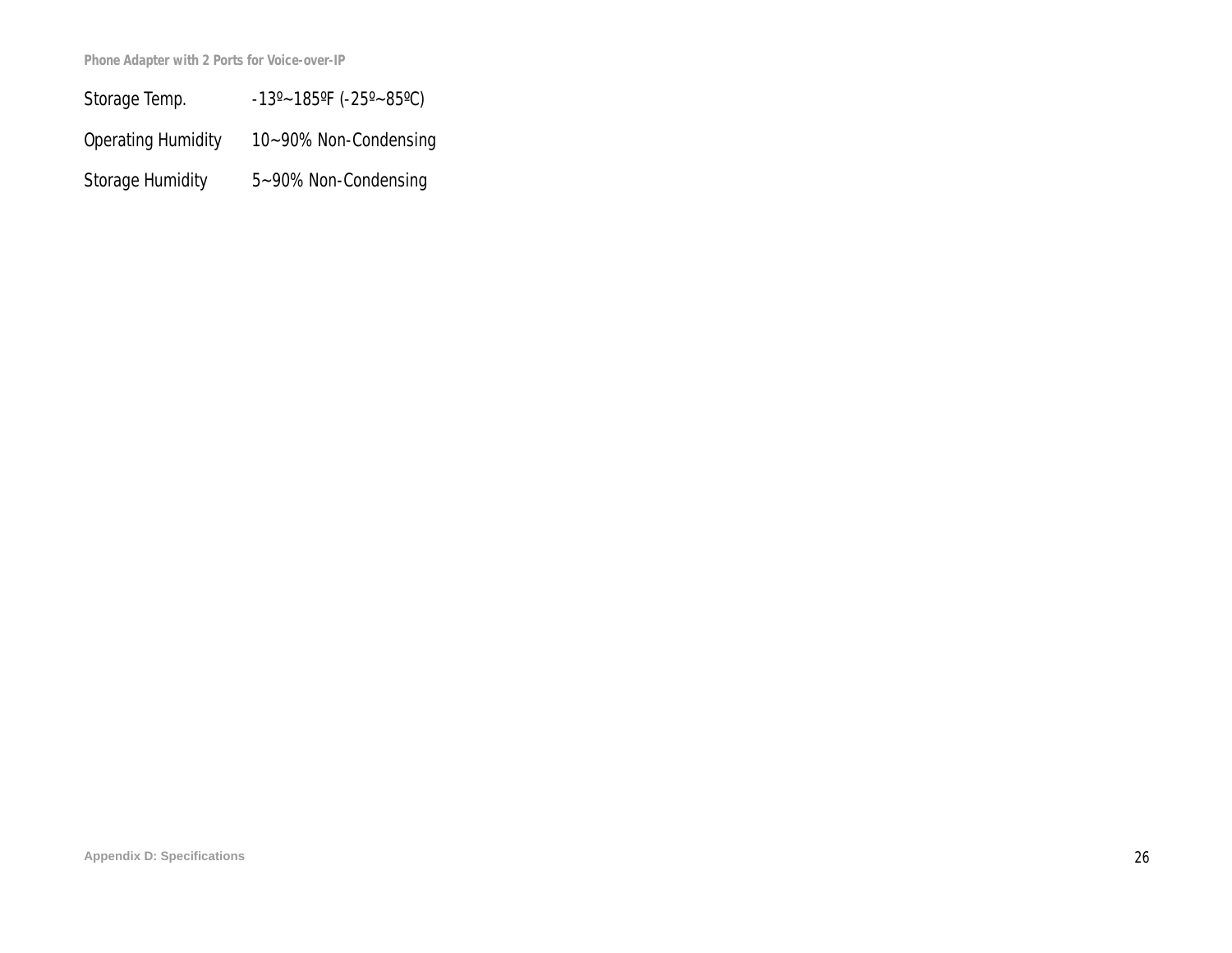| | |
|---|---|
| Storage Temp. | -13º~185ºF (-25º~85ºC) |
| Operating Humidity | 10~90% Non-Condensing |
| Storage Humidity | 5~90% Non-Condensing |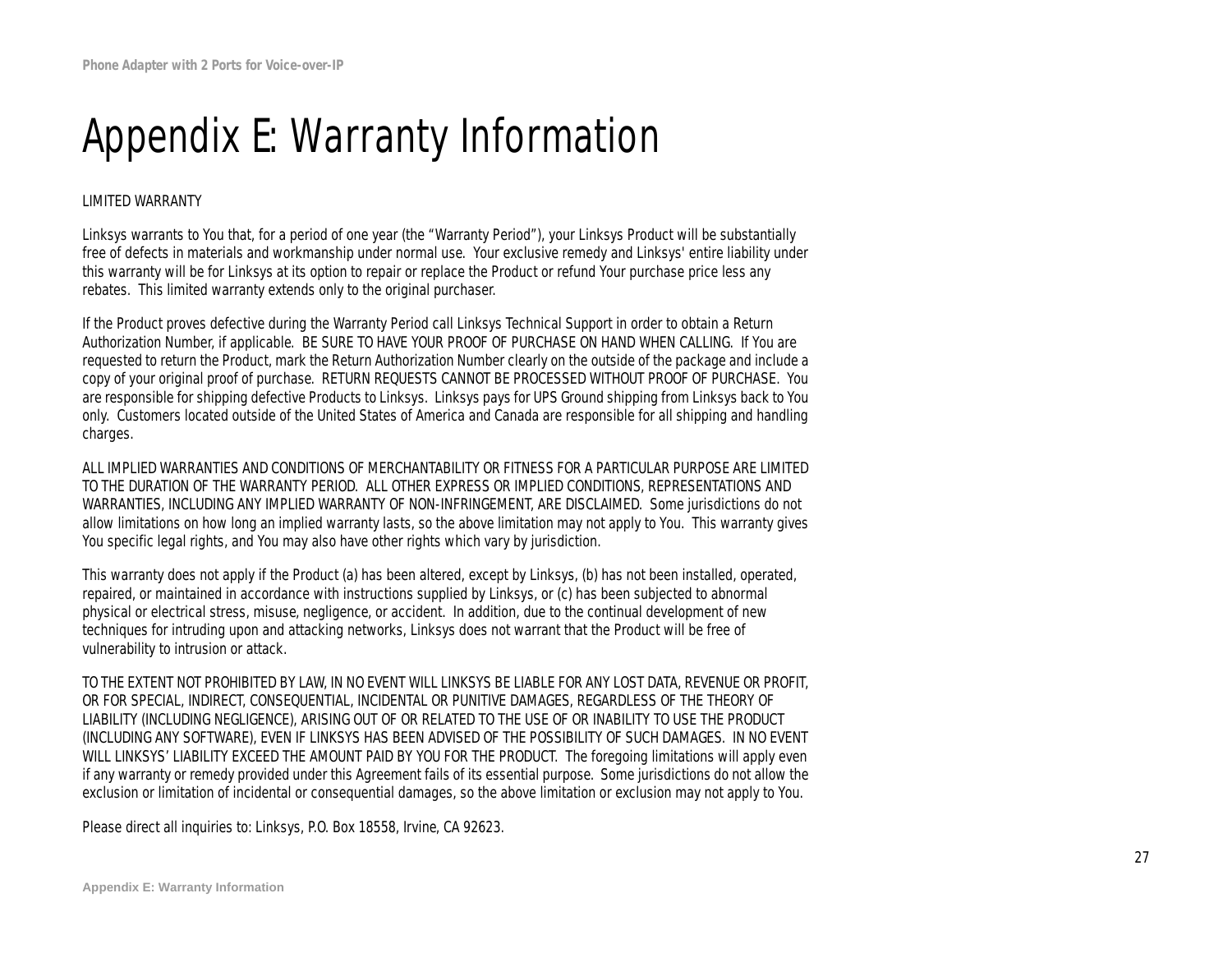# Appendix E: Warranty Information

LIMITED WARRANTY

Linksys warrants to You that, for a period of one year (the “Warranty Period”), your Linksys Product will be substantially free of defects in materials and workmanship under normal use. Your exclusive remedy and Linksys' entire liability under this warranty will be for Linksys at its option to repair or replace the Product or refund Your purchase price less any rebates. This limited warranty extends only to the original purchaser.

If the Product proves defective during the Warranty Period call Linksys Technical Support in order to obtain a Return Authorization Number, if applicable. BE SURE TO HAVE YOUR PROOF OF PURCHASE ON HAND WHEN CALLING. If You are requested to return the Product, mark the Return Authorization Number clearly on the outside of the package and include a copy of your original proof of purchase. RETURN REQUESTS CANNOT BE PROCESSED WITHOUT PROOF OF PURCHASE. You are responsible for shipping defective Products to Linksys. Linksys pays for UPS Ground shipping from Linksys back to You only. Customers located outside of the United States of America and Canada are responsible for all shipping and handling charges.

ALL IMPLIED WARRANTIES AND CONDITIONS OF MERCHANTABILITY OR FITNESS FOR A PARTICULAR PURPOSE ARE LIMITED TO THE DURATION OF THE WARRANTY PERIOD. ALL OTHER EXPRESS OR IMPLIED CONDITIONS, REPRESENTATIONS AND WARRANTIES, INCLUDING ANY IMPLIED WARRANTY OF NON-INFRINGEMENT, ARE DISCLAIMED. Some jurisdictions do not allow limitations on how long an implied warranty lasts, so the above limitation may not apply to You. This warranty gives You specific legal rights, and You may also have other rights which vary by jurisdiction.

This warranty does not apply if the Product (a) has been altered, except by Linksys, (b) has not been installed, operated, repaired, or maintained in accordance with instructions supplied by Linksys, or (c) has been subjected to abnormal physical or electrical stress, misuse, negligence, or accident. In addition, due to the continual development of new techniques for intruding upon and attacking networks, Linksys does not warrant that the Product will be free of vulnerability to intrusion or attack.

TO THE EXTENT NOT PROHIBITED BY LAW, IN NO EVENT WILL LINKSYS BE LIABLE FOR ANY LOST DATA, REVENUE OR PROFIT, OR FOR SPECIAL, INDIRECT, CONSEQUENTIAL, INCIDENTAL OR PUNITIVE DAMAGES, REGARDLESS OF THE THEORY OF LIABILITY (INCLUDING NEGLIGENCE), ARISING OUT OF OR RELATED TO THE USE OF OR INABILITY TO USE THE PRODUCT (INCLUDING ANY SOFTWARE), EVEN IF LINKSYS HAS BEEN ADVISED OF THE POSSIBILITY OF SUCH DAMAGES. IN NO EVENT WILL LINKSYS’ LIABILITY EXCEED THE AMOUNT PAID BY YOU FOR THE PRODUCT. The foregoing limitations will apply even if any warranty or remedy provided under this Agreement fails of its essential purpose. Some jurisdictions do not allow the exclusion or limitation of incidental or consequential damages, so the above limitation or exclusion may not apply to You.

Please direct all inquiries to: Linksys, P.O. Box 18558, Irvine, CA 92623.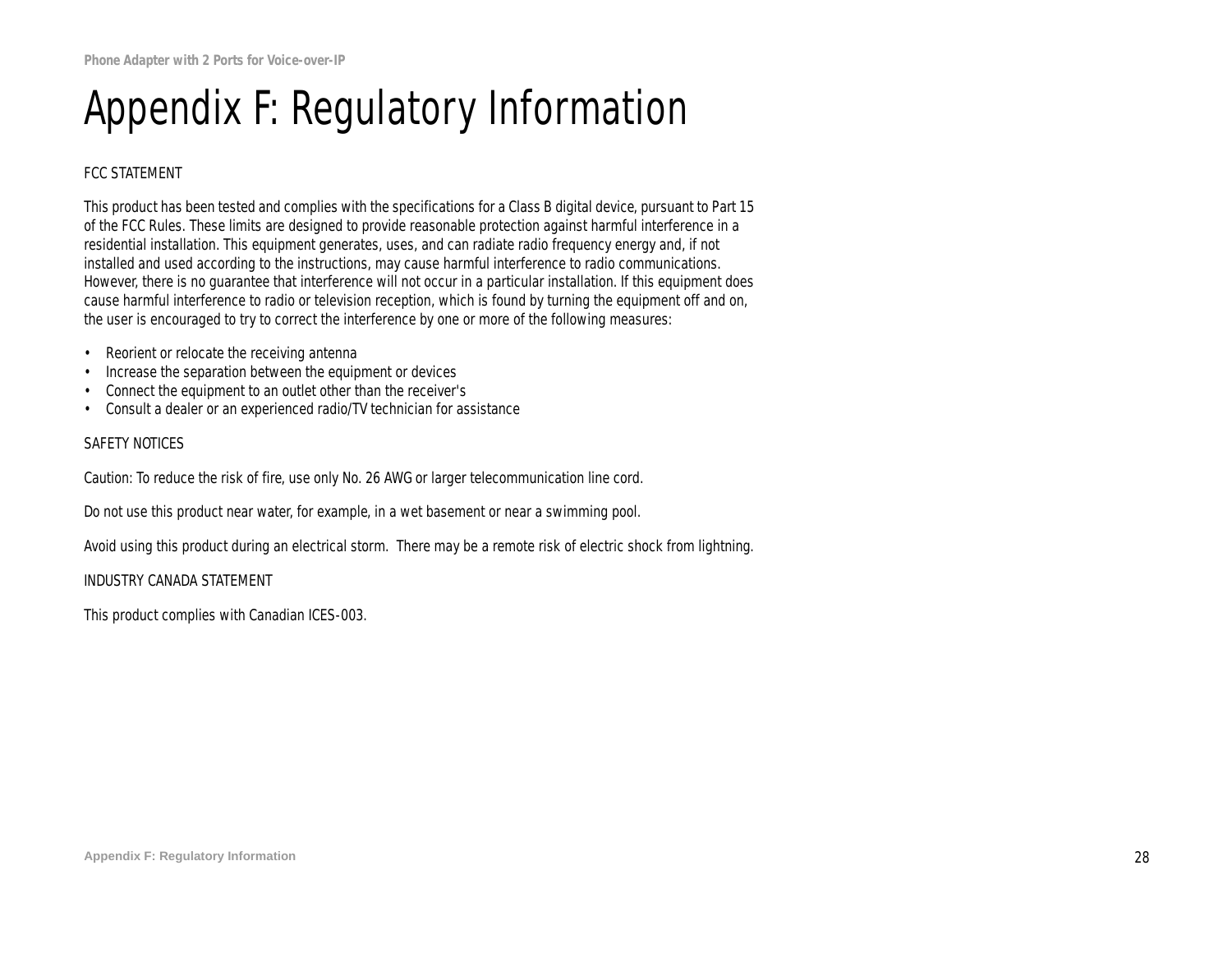# Appendix F: Regulatory Information

FCC STATEMENT

This product has been tested and complies with the specifications for a Class B digital device, pursuant to Part 15 of the FCC Rules. These limits are designed to provide reasonable protection against harmful interference in a residential installation. This equipment generates, uses, and can radiate radio frequency energy and, if not installed and used according to the instructions, may cause harmful interference to radio communications. However, there is no guarantee that interference will not occur in a particular installation. If this equipment does cause harmful interference to radio or television reception, which is found by turning the equipment off and on, the user is encouraged to try to correct the interference by one or more of the following measures:

- Reorient or relocate the receiving antenna
- Increase the separation between the equipment or devices
- Connect the equipment to an outlet other than the receiver's
- Consult a dealer or an experienced radio/TV technician for assistance

SAFETY NOTICES

Caution: To reduce the risk of fire, use only No. 26 AWG or larger telecommunication line cord.

Do not use this product near water, for example, in a wet basement or near a swimming pool.

Avoid using this product during an electrical storm. There may be a remote risk of electric shock from lightning.

INDUSTRY CANADA STATEMENT

This product complies with Canadian ICES-003.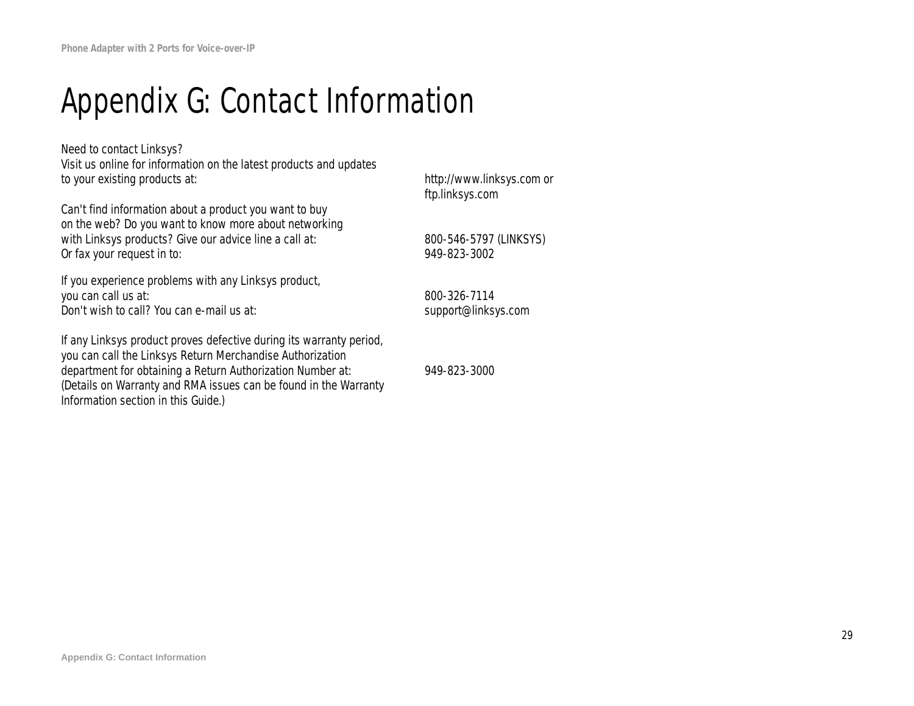# Appendix G: Contact Information

| | |
|---|---|
| Need to contact Linksys?<br>Visit us online for information on the latest products and updates to your existing products at: | http://www.linksys.com or ftp.linksys.com |
| Can't find information about a product you want to buy on the web? Do you want to know more about networking with Linksys products? Give our advice line a call at: | 800-546-5797 (LINKSYS) |
| Or fax your request in to: | 949-823-3002 |
| If you experience problems with any Linksys product, you can call us at: | 800-326-7114 |
| Don't wish to call? You can e-mail us at: | support@linksys.com |
| If any Linksys product proves defective during its warranty period, you can call the Linksys Return Merchandise Authorization department for obtaining a Return Authorization Number at:<br>(Details on Warranty and RMA issues can be found in the Warranty Information section in this Guide.) | 949-823-3000 |